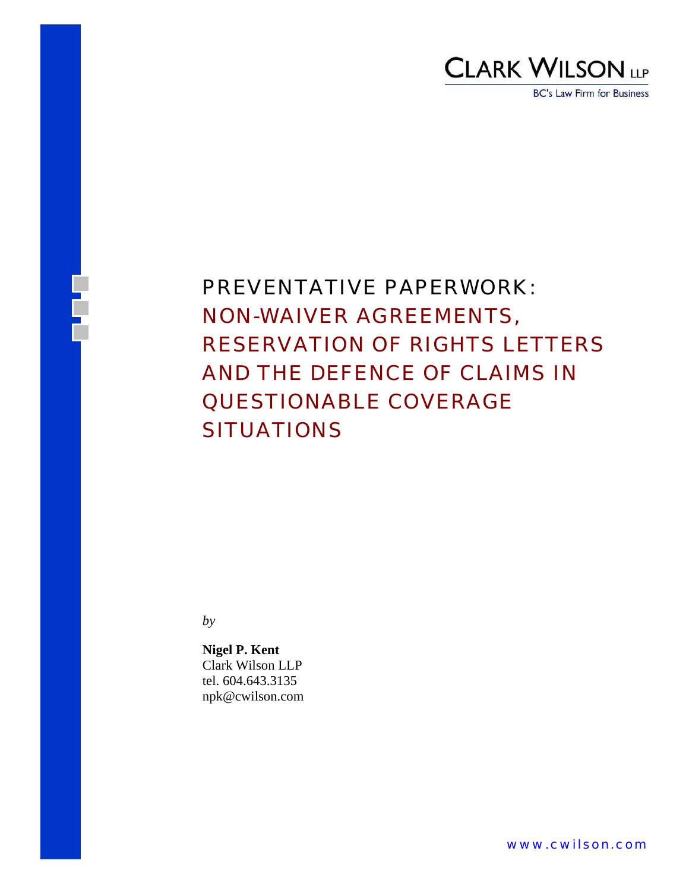**CLARK WILSON LLP**

BC's Law Firm for Business

# PREVENTATIVE PAPERWORK: NON-WAIVER AGREEMENTS, RESERVATION OF RIGHTS LETTERS AND THE DEFENCE OF CLAIMS IN QUESTIONABLE COVERAGE SITUATIONS

*by*

**Nigel P. Kent**
Clark Wilson LLP
tel. 604.643.3135
npk@cwilson.com

www.cwilson.com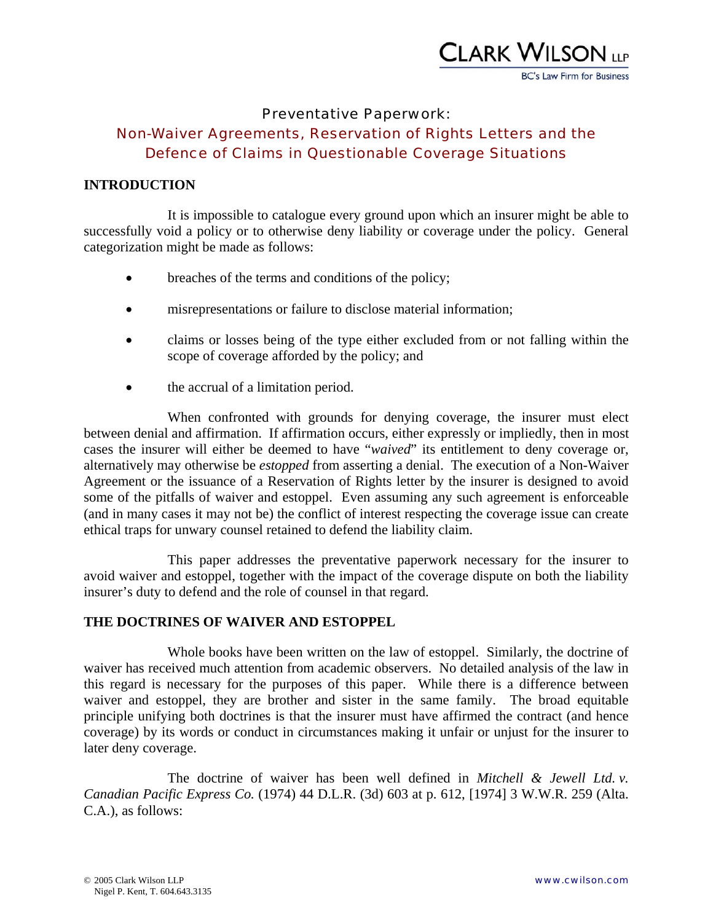# Preventative Paperwork:

## Non-Waiver Agreements, Reservation of Rights Letters and the Defence of Claims in Questionable Coverage Situations

## INTRODUCTION

It is impossible to catalogue every ground upon which an insurer might be able to successfully void a policy or to otherwise deny liability or coverage under the policy. General categorization might be made as follows:

- breaches of the terms and conditions of the policy;
- misrepresentations or failure to disclose material information;
- claims or losses being of the type either excluded from or not falling within the scope of coverage afforded by the policy; and
- the accrual of a limitation period.

When confronted with grounds for denying coverage, the insurer must elect between denial and affirmation. If affirmation occurs, either expressly or impliedly, then in most cases the insurer will either be deemed to have "*waived*" its entitlement to deny coverage or, alternatively may otherwise be *estopped* from asserting a denial. The execution of a Non-Waiver Agreement or the issuance of a Reservation of Rights letter by the insurer is designed to avoid some of the pitfalls of waiver and estoppel. Even assuming any such agreement is enforceable (and in many cases it may not be) the conflict of interest respecting the coverage issue can create ethical traps for unwary counsel retained to defend the liability claim.

This paper addresses the preventative paperwork necessary for the insurer to avoid waiver and estoppel, together with the impact of the coverage dispute on both the liability insurer's duty to defend and the role of counsel in that regard.

## THE DOCTRINES OF WAIVER AND ESTOPPEL

Whole books have been written on the law of estoppel. Similarly, the doctrine of waiver has received much attention from academic observers. No detailed analysis of the law in this regard is necessary for the purposes of this paper. While there is a difference between waiver and estoppel, they are brother and sister in the same family. The broad equitable principle unifying both doctrines is that the insurer must have affirmed the contract (and hence coverage) by its words or conduct in circumstances making it unfair or unjust for the insurer to later deny coverage.

The doctrine of waiver has been well defined in *Mitchell & Jewell Ltd. v. Canadian Pacific Express Co.* (1974) 44 D.L.R. (3d) 603 at p. 612, [1974] 3 W.W.R. 259 (Alta. C.A.), as follows: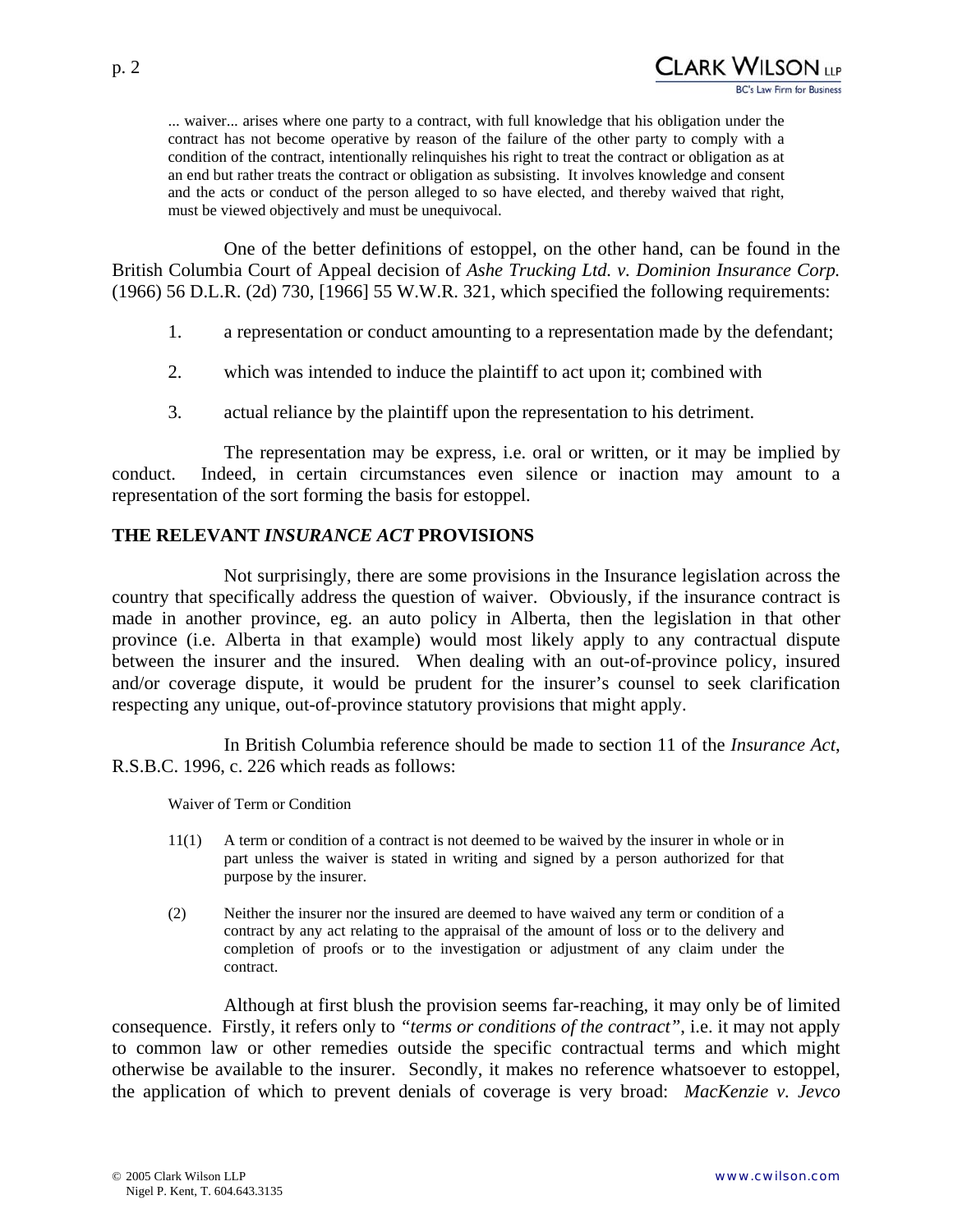> ... waiver... arises where one party to a contract, with full knowledge that his obligation under the contract has not become operative by reason of the failure of the other party to comply with a condition of the contract, intentionally relinquishes his right to treat the contract or obligation as at an end but rather treats the contract or obligation as subsisting. It involves knowledge and consent and the acts or conduct of the person alleged to so have elected, and thereby waived that right, must be viewed objectively and must be unequivocal.

One of the better definitions of estoppel, on the other hand, can be found in the British Columbia Court of Appeal decision of *Ashe Trucking Ltd. v. Dominion Insurance Corp.* (1966) 56 D.L.R. (2d) 730, [1966] 55 W.W.R. 321, which specified the following requirements:

1. a representation or conduct amounting to a representation made by the defendant;
2. which was intended to induce the plaintiff to act upon it; combined with
3. actual reliance by the plaintiff upon the representation to his detriment.

The representation may be express, i.e. oral or written, or it may be implied by conduct. Indeed, in certain circumstances even silence or inaction may amount to a representation of the sort forming the basis for estoppel.

## THE RELEVANT *INSURANCE ACT* PROVISIONS

Not surprisingly, there are some provisions in the Insurance legislation across the country that specifically address the question of waiver. Obviously, if the insurance contract is made in another province, eg. an auto policy in Alberta, then the legislation in that other province (i.e. Alberta in that example) would most likely apply to any contractual dispute between the insurer and the insured. When dealing with an out-of-province policy, insured and/or coverage dispute, it would be prudent for the insurer's counsel to seek clarification respecting any unique, out-of-province statutory provisions that might apply.

In British Columbia reference should be made to section 11 of the *Insurance Act*, R.S.B.C. 1996, c. 226 which reads as follows:

> Waiver of Term or Condition
>
> 11(1) A term or condition of a contract is not deemed to be waived by the insurer in whole or in part unless the waiver is stated in writing and signed by a person authorized for that purpose by the insurer.
>
> (2) Neither the insurer nor the insured are deemed to have waived any term or condition of a contract by any act relating to the appraisal of the amount of loss or to the delivery and completion of proofs or to the investigation or adjustment of any claim under the contract.

Although at first blush the provision seems far-reaching, it may only be of limited consequence. Firstly, it refers only to *"terms or conditions of the contract"*, i.e. it may not apply to common law or other remedies outside the specific contractual terms and which might otherwise be available to the insurer. Secondly, it makes no reference whatsoever to estoppel, the application of which to prevent denials of coverage is very broad: *MacKenzie v. Jevco*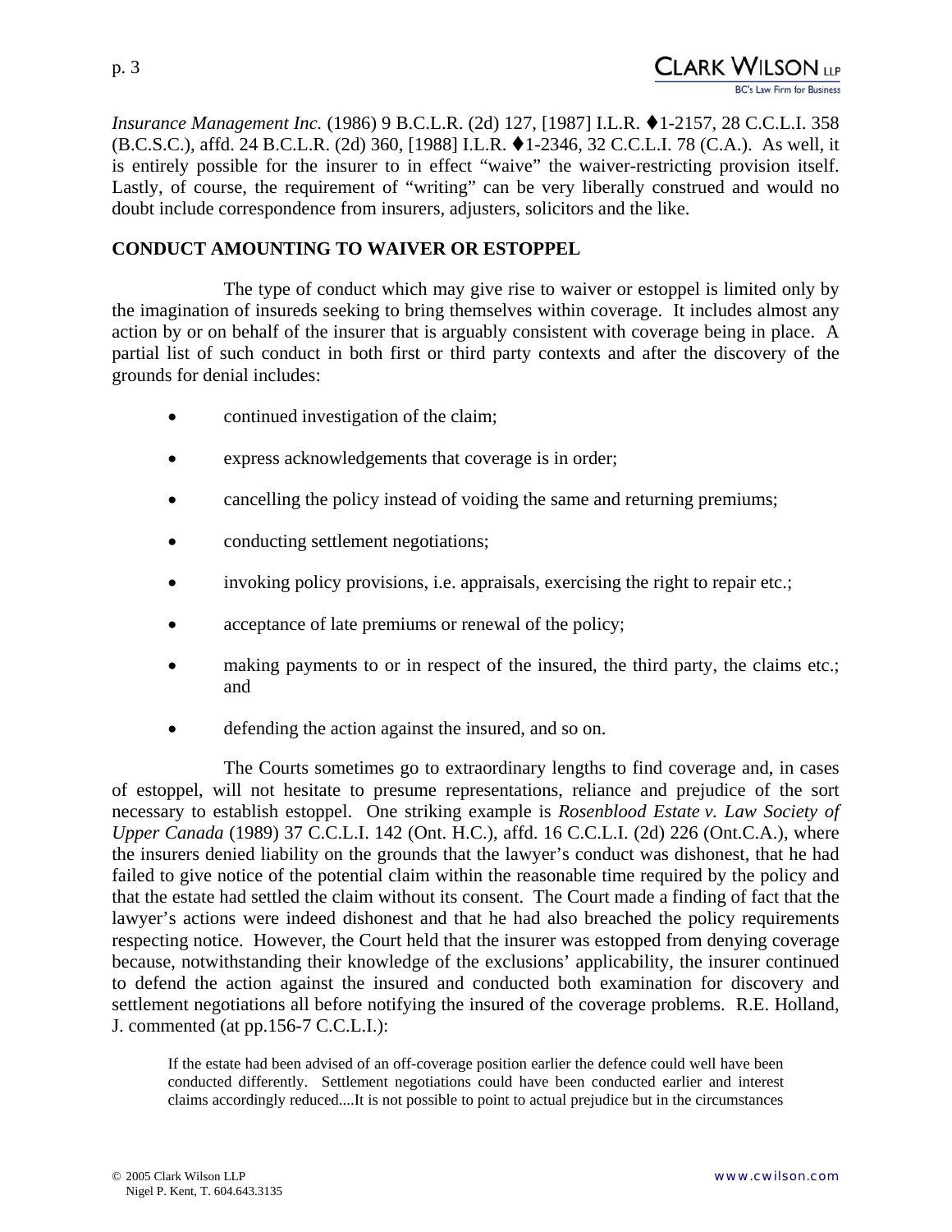*Insurance Management Inc.* (1986) 9 B.C.L.R. (2d) 127, [1987] I.L.R. ♦1-2157, 28 C.C.L.I. 358 (B.C.S.C.), affd. 24 B.C.L.R. (2d) 360, [1988] I.L.R. ♦1-2346, 32 C.C.L.I. 78 (C.A.). As well, it is entirely possible for the insurer to in effect "waive" the waiver-restricting provision itself. Lastly, of course, the requirement of "writing" can be very liberally construed and would no doubt include correspondence from insurers, adjusters, solicitors and the like.

**CONDUCT AMOUNTING TO WAIVER OR ESTOPPEL**

The type of conduct which may give rise to waiver or estoppel is limited only by the imagination of insureds seeking to bring themselves within coverage. It includes almost any action by or on behalf of the insurer that is arguably consistent with coverage being in place. A partial list of such conduct in both first or third party contexts and after the discovery of the grounds for denial includes:

- continued investigation of the claim;
- express acknowledgements that coverage is in order;
- cancelling the policy instead of voiding the same and returning premiums;
- conducting settlement negotiations;
- invoking policy provisions, i.e. appraisals, exercising the right to repair etc.;
- acceptance of late premiums or renewal of the policy;
- making payments to or in respect of the insured, the third party, the claims etc.; and
- defending the action against the insured, and so on.

The Courts sometimes go to extraordinary lengths to find coverage and, in cases of estoppel, will not hesitate to presume representations, reliance and prejudice of the sort necessary to establish estoppel. One striking example is *Rosenblood Estate v. Law Society of Upper Canada* (1989) 37 C.C.L.I. 142 (Ont. H.C.), affd. 16 C.C.L.I. (2d) 226 (Ont.C.A.), where the insurers denied liability on the grounds that the lawyer's conduct was dishonest, that he had failed to give notice of the potential claim within the reasonable time required by the policy and that the estate had settled the claim without its consent. The Court made a finding of fact that the lawyer's actions were indeed dishonest and that he had also breached the policy requirements respecting notice. However, the Court held that the insurer was estopped from denying coverage because, notwithstanding their knowledge of the exclusions' applicability, the insurer continued to defend the action against the insured and conducted both examination for discovery and settlement negotiations all before notifying the insured of the coverage problems. R.E. Holland, J. commented (at pp.156-7 C.C.L.I.):

> If the estate had been advised of an off-coverage position earlier the defence could well have been conducted differently. Settlement negotiations could have been conducted earlier and interest claims accordingly reduced....It is not possible to point to actual prejudice but in the circumstances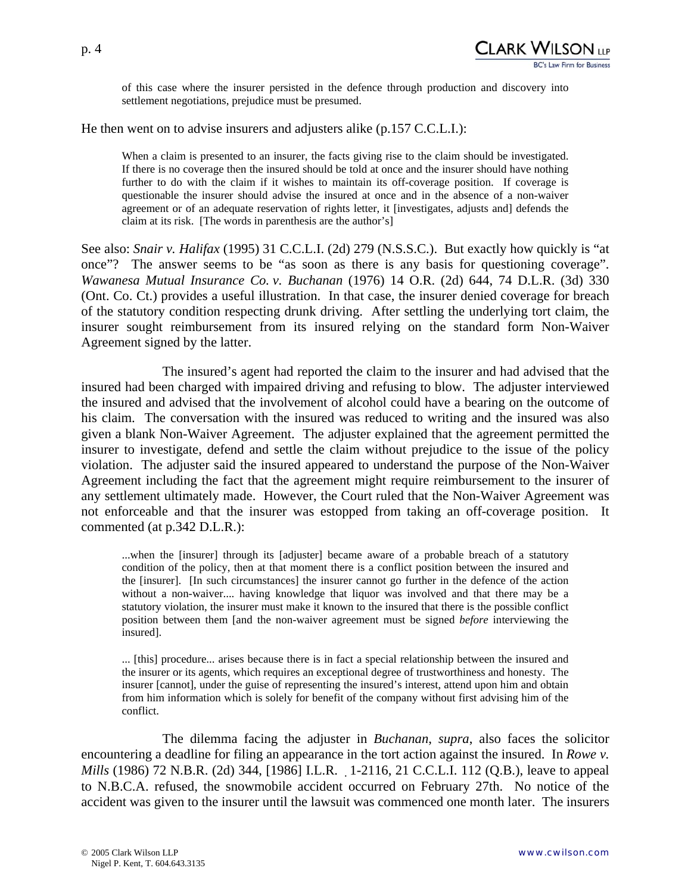> of this case where the insurer persisted in the defence through production and discovery into settlement negotiations, prejudice must be presumed.

He then went on to advise insurers and adjusters alike (p.157 C.C.L.I.):

> When a claim is presented to an insurer, the facts giving rise to the claim should be investigated. If there is no coverage then the insured should be told at once and the insurer should have nothing further to do with the claim if it wishes to maintain its off-coverage position. If coverage is questionable the insurer should advise the insured at once and in the absence of a non-waiver agreement or of an adequate reservation of rights letter, it [investigates, adjusts and] defends the claim at its risk. [The words in parenthesis are the author's]

See also: *Snair v. Halifax* (1995) 31 C.C.L.I. (2d) 279 (N.S.S.C.). But exactly how quickly is "at once"? The answer seems to be "as soon as there is any basis for questioning coverage". *Wawanesa Mutual Insurance Co. v. Buchanan* (1976) 14 O.R. (2d) 644, 74 D.L.R. (3d) 330 (Ont. Co. Ct.) provides a useful illustration. In that case, the insurer denied coverage for breach of the statutory condition respecting drunk driving. After settling the underlying tort claim, the insurer sought reimbursement from its insured relying on the standard form Non-Waiver Agreement signed by the latter.

The insured's agent had reported the claim to the insurer and had advised that the insured had been charged with impaired driving and refusing to blow. The adjuster interviewed the insured and advised that the involvement of alcohol could have a bearing on the outcome of his claim. The conversation with the insured was reduced to writing and the insured was also given a blank Non-Waiver Agreement. The adjuster explained that the agreement permitted the insurer to investigate, defend and settle the claim without prejudice to the issue of the policy violation. The adjuster said the insured appeared to understand the purpose of the Non-Waiver Agreement including the fact that the agreement might require reimbursement to the insurer of any settlement ultimately made. However, the Court ruled that the Non-Waiver Agreement was not enforceable and that the insurer was estopped from taking an off-coverage position. It commented (at p.342 D.L.R.):

> ...when the [insurer] through its [adjuster] became aware of a probable breach of a statutory condition of the policy, then at that moment there is a conflict position between the insured and the [insurer]. [In such circumstances] the insurer cannot go further in the defence of the action without a non-waiver.... having knowledge that liquor was involved and that there may be a statutory violation, the insurer must make it known to the insured that there is the possible conflict position between them [and the non-waiver agreement must be signed *before* interviewing the insured].
>
> ... [this] procedure... arises because there is in fact a special relationship between the insured and the insurer or its agents, which requires an exceptional degree of trustworthiness and honesty. The insurer [cannot], under the guise of representing the insured's interest, attend upon him and obtain from him information which is solely for benefit of the company without first advising him of the conflict.

The dilemma facing the adjuster in *Buchanan*, *supra*, also faces the solicitor encountering a deadline for filing an appearance in the tort action against the insured. In *Rowe v. Mills* (1986) 72 N.B.R. (2d) 344, [1986] I.L.R. 1-2116, 21 C.C.L.I. 112 (Q.B.), leave to appeal to N.B.C.A. refused, the snowmobile accident occurred on February 27th. No notice of the accident was given to the insurer until the lawsuit was commenced one month later. The insurers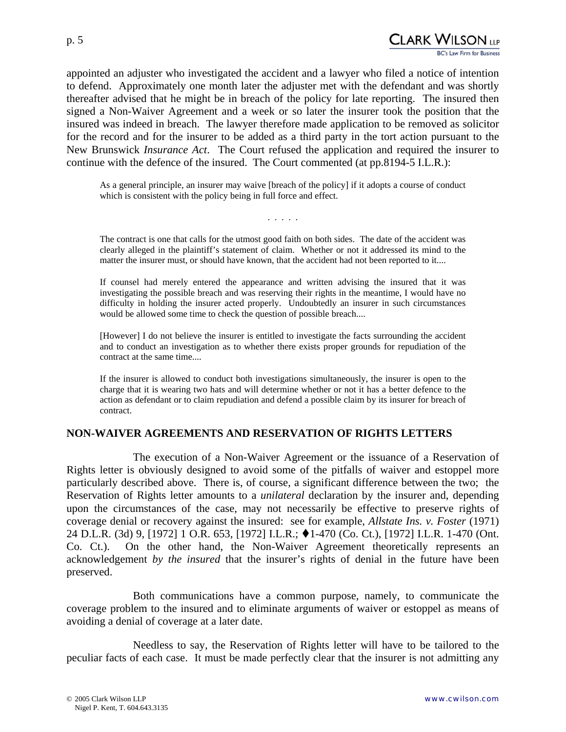appointed an adjuster who investigated the accident and a lawyer who filed a notice of intention to defend. Approximately one month later the adjuster met with the defendant and was shortly thereafter advised that he might be in breach of the policy for late reporting. The insured then signed a Non-Waiver Agreement and a week or so later the insurer took the position that the insured was indeed in breach. The lawyer therefore made application to be removed as solicitor for the record and for the insurer to be added as a third party in the tort action pursuant to the New Brunswick *Insurance Act*. The Court refused the application and required the insurer to continue with the defence of the insured. The Court commented (at pp.8194-5 I.L.R.):

> As a general principle, an insurer may waive [breach of the policy] if it adopts a course of conduct which is consistent with the policy being in full force and effect.
>
> . . . . .
>
> The contract is one that calls for the utmost good faith on both sides. The date of the accident was clearly alleged in the plaintiff's statement of claim. Whether or not it addressed its mind to the matter the insurer must, or should have known, that the accident had not been reported to it....
>
> If counsel had merely entered the appearance and written advising the insured that it was investigating the possible breach and was reserving their rights in the meantime, I would have no difficulty in holding the insurer acted properly. Undoubtedly an insurer in such circumstances would be allowed some time to check the question of possible breach....
>
> [However] I do not believe the insurer is entitled to investigate the facts surrounding the accident and to conduct an investigation as to whether there exists proper grounds for repudiation of the contract at the same time....
>
> If the insurer is allowed to conduct both investigations simultaneously, the insurer is open to the charge that it is wearing two hats and will determine whether or not it has a better defence to the action as defendant or to claim repudiation and defend a possible claim by its insurer for breach of contract.

## NON-WAIVER AGREEMENTS AND RESERVATION OF RIGHTS LETTERS

The execution of a Non-Waiver Agreement or the issuance of a Reservation of Rights letter is obviously designed to avoid some of the pitfalls of waiver and estoppel more particularly described above. There is, of course, a significant difference between the two; the Reservation of Rights letter amounts to a *unilateral* declaration by the insurer and, depending upon the circumstances of the case, may not necessarily be effective to preserve rights of coverage denial or recovery against the insured: see for example, *Allstate Ins. v. Foster* (1971) 24 D.L.R. (3d) 9, [1972] 1 O.R. 653, [1972] I.L.R.; ♦1-470 (Co. Ct.), [1972] I.L.R. 1-470 (Ont. Co. Ct.). On the other hand, the Non-Waiver Agreement theoretically represents an acknowledgement *by the insured* that the insurer's rights of denial in the future have been preserved.

Both communications have a common purpose, namely, to communicate the coverage problem to the insured and to eliminate arguments of waiver or estoppel as means of avoiding a denial of coverage at a later date.

Needless to say, the Reservation of Rights letter will have to be tailored to the peculiar facts of each case. It must be made perfectly clear that the insurer is not admitting any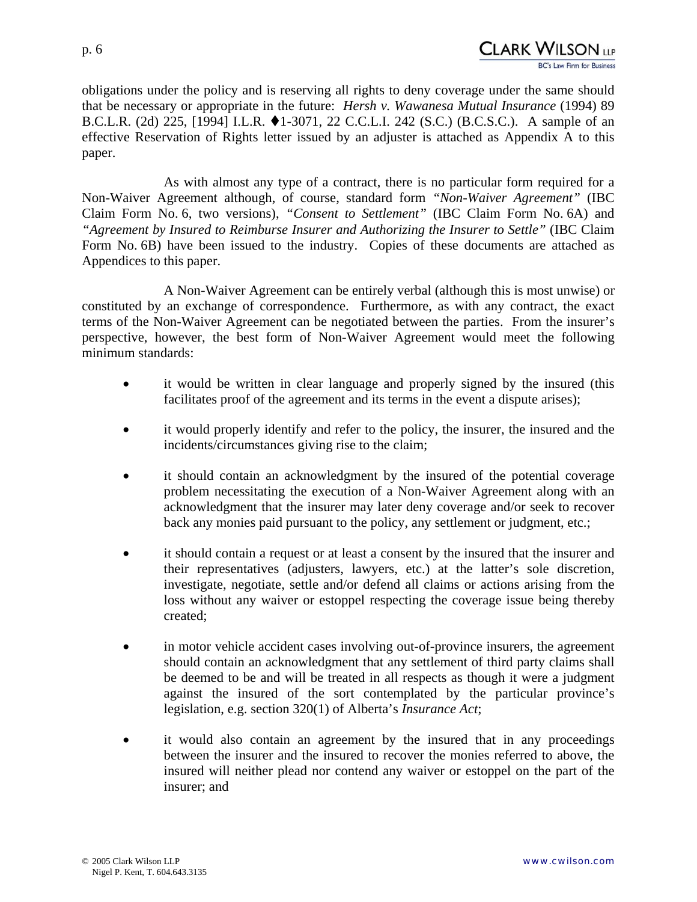obligations under the policy and is reserving all rights to deny coverage under the same should that be necessary or appropriate in the future: *Hersh v. Wawanesa Mutual Insurance* (1994) 89 B.C.L.R. (2d) 225, [1994] I.L.R. ♦1-3071, 22 C.C.L.I. 242 (S.C.) (B.C.S.C.). A sample of an effective Reservation of Rights letter issued by an adjuster is attached as Appendix A to this paper.

As with almost any type of a contract, there is no particular form required for a Non-Waiver Agreement although, of course, standard form *"Non-Waiver Agreement"* (IBC Claim Form No. 6, two versions), *"Consent to Settlement"* (IBC Claim Form No. 6A) and *"Agreement by Insured to Reimburse Insurer and Authorizing the Insurer to Settle"* (IBC Claim Form No. 6B) have been issued to the industry. Copies of these documents are attached as Appendices to this paper.

A Non-Waiver Agreement can be entirely verbal (although this is most unwise) or constituted by an exchange of correspondence. Furthermore, as with any contract, the exact terms of the Non-Waiver Agreement can be negotiated between the parties. From the insurer's perspective, however, the best form of Non-Waiver Agreement would meet the following minimum standards:

- it would be written in clear language and properly signed by the insured (this facilitates proof of the agreement and its terms in the event a dispute arises);
- it would properly identify and refer to the policy, the insurer, the insured and the incidents/circumstances giving rise to the claim;
- it should contain an acknowledgment by the insured of the potential coverage problem necessitating the execution of a Non-Waiver Agreement along with an acknowledgment that the insurer may later deny coverage and/or seek to recover back any monies paid pursuant to the policy, any settlement or judgment, etc.;
- it should contain a request or at least a consent by the insured that the insurer and their representatives (adjusters, lawyers, etc.) at the latter's sole discretion, investigate, negotiate, settle and/or defend all claims or actions arising from the loss without any waiver or estoppel respecting the coverage issue being thereby created;
- in motor vehicle accident cases involving out-of-province insurers, the agreement should contain an acknowledgment that any settlement of third party claims shall be deemed to be and will be treated in all respects as though it were a judgment against the insured of the sort contemplated by the particular province's legislation, e.g. section 320(1) of Alberta's *Insurance Act*;
- it would also contain an agreement by the insured that in any proceedings between the insurer and the insured to recover the monies referred to above, the insured will neither plead nor contend any waiver or estoppel on the part of the insurer; and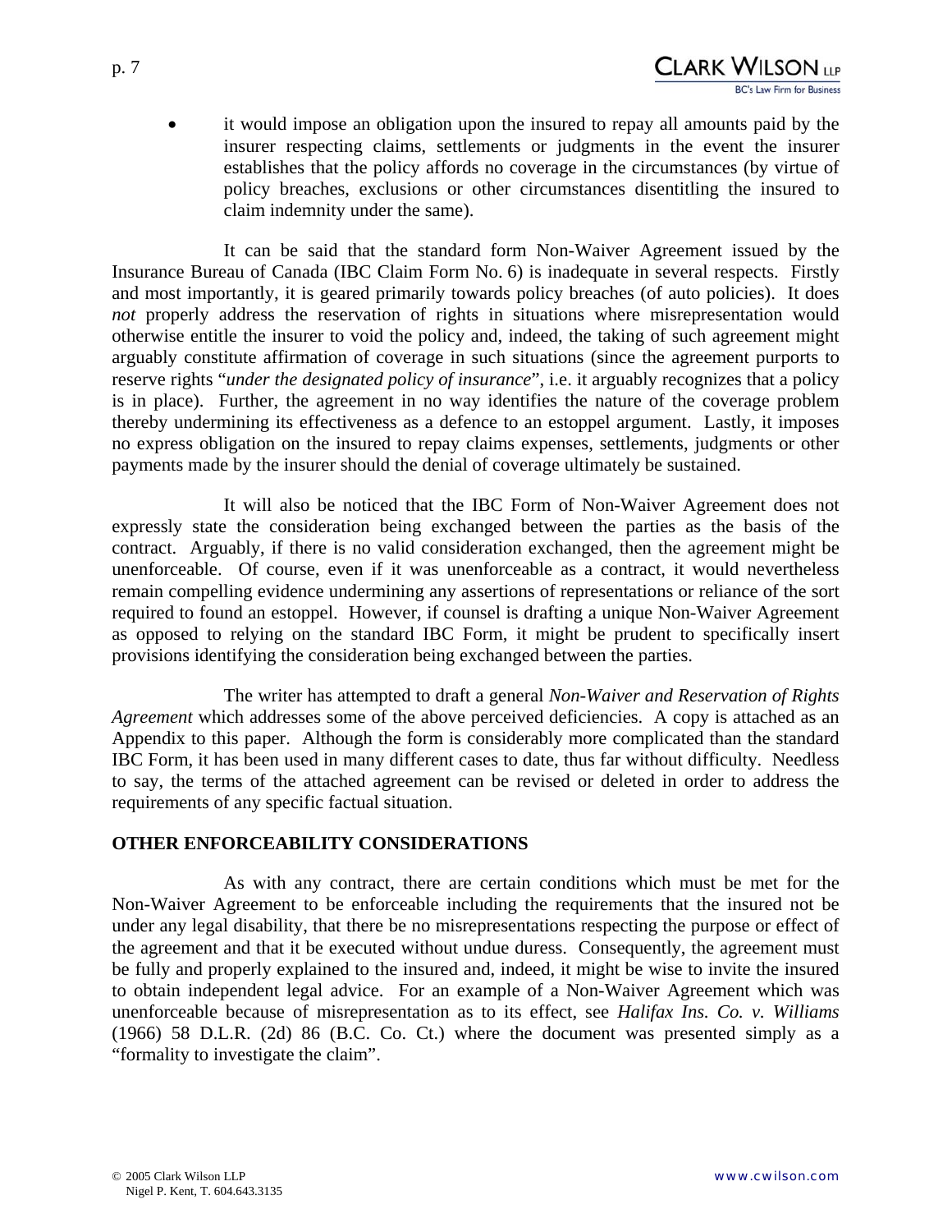- it would impose an obligation upon the insured to repay all amounts paid by the insurer respecting claims, settlements or judgments in the event the insurer establishes that the policy affords no coverage in the circumstances (by virtue of policy breaches, exclusions or other circumstances disentitling the insured to claim indemnity under the same).

It can be said that the standard form Non-Waiver Agreement issued by the Insurance Bureau of Canada (IBC Claim Form No. 6) is inadequate in several respects. Firstly and most importantly, it is geared primarily towards policy breaches (of auto policies). It does *not* properly address the reservation of rights in situations where misrepresentation would otherwise entitle the insurer to void the policy and, indeed, the taking of such agreement might arguably constitute affirmation of coverage in such situations (since the agreement purports to reserve rights "*under the designated policy of insurance*", i.e. it arguably recognizes that a policy is in place). Further, the agreement in no way identifies the nature of the coverage problem thereby undermining its effectiveness as a defence to an estoppel argument. Lastly, it imposes no express obligation on the insured to repay claims expenses, settlements, judgments or other payments made by the insurer should the denial of coverage ultimately be sustained.

It will also be noticed that the IBC Form of Non-Waiver Agreement does not expressly state the consideration being exchanged between the parties as the basis of the contract. Arguably, if there is no valid consideration exchanged, then the agreement might be unenforceable. Of course, even if it was unenforceable as a contract, it would nevertheless remain compelling evidence undermining any assertions of representations or reliance of the sort required to found an estoppel. However, if counsel is drafting a unique Non-Waiver Agreement as opposed to relying on the standard IBC Form, it might be prudent to specifically insert provisions identifying the consideration being exchanged between the parties.

The writer has attempted to draft a general *Non-Waiver and Reservation of Rights Agreement* which addresses some of the above perceived deficiencies. A copy is attached as an Appendix to this paper. Although the form is considerably more complicated than the standard IBC Form, it has been used in many different cases to date, thus far without difficulty. Needless to say, the terms of the attached agreement can be revised or deleted in order to address the requirements of any specific factual situation.

## OTHER ENFORCEABILITY CONSIDERATIONS

As with any contract, there are certain conditions which must be met for the Non-Waiver Agreement to be enforceable including the requirements that the insured not be under any legal disability, that there be no misrepresentations respecting the purpose or effect of the agreement and that it be executed without undue duress. Consequently, the agreement must be fully and properly explained to the insured and, indeed, it might be wise to invite the insured to obtain independent legal advice. For an example of a Non-Waiver Agreement which was unenforceable because of misrepresentation as to its effect, see *Halifax Ins. Co. v. Williams* (1966) 58 D.L.R. (2d) 86 (B.C. Co. Ct.) where the document was presented simply as a "formality to investigate the claim".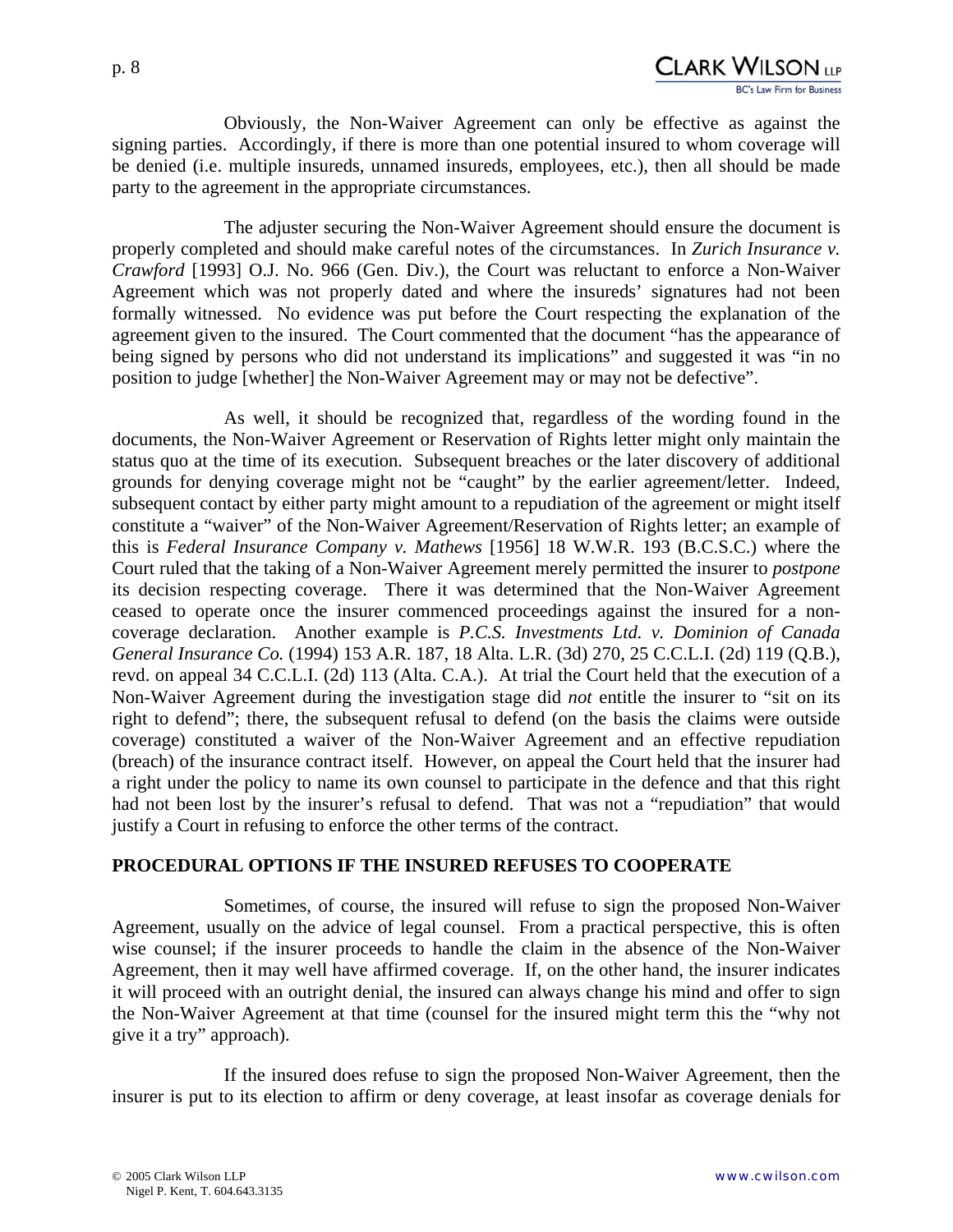Obviously, the Non-Waiver Agreement can only be effective as against the signing parties. Accordingly, if there is more than one potential insured to whom coverage will be denied (i.e. multiple insureds, unnamed insureds, employees, etc.), then all should be made party to the agreement in the appropriate circumstances.

The adjuster securing the Non-Waiver Agreement should ensure the document is properly completed and should make careful notes of the circumstances. In *Zurich Insurance v. Crawford* [1993] O.J. No. 966 (Gen. Div.), the Court was reluctant to enforce a Non-Waiver Agreement which was not properly dated and where the insureds' signatures had not been formally witnessed. No evidence was put before the Court respecting the explanation of the agreement given to the insured. The Court commented that the document "has the appearance of being signed by persons who did not understand its implications" and suggested it was "in no position to judge [whether] the Non-Waiver Agreement may or may not be defective".

As well, it should be recognized that, regardless of the wording found in the documents, the Non-Waiver Agreement or Reservation of Rights letter might only maintain the status quo at the time of its execution. Subsequent breaches or the later discovery of additional grounds for denying coverage might not be "caught" by the earlier agreement/letter. Indeed, subsequent contact by either party might amount to a repudiation of the agreement or might itself constitute a "waiver" of the Non-Waiver Agreement/Reservation of Rights letter; an example of this is *Federal Insurance Company v. Mathews* [1956] 18 W.W.R. 193 (B.C.S.C.) where the Court ruled that the taking of a Non-Waiver Agreement merely permitted the insurer to *postpone* its decision respecting coverage. There it was determined that the Non-Waiver Agreement ceased to operate once the insurer commenced proceedings against the insured for a non-coverage declaration. Another example is *P.C.S. Investments Ltd. v. Dominion of Canada General Insurance Co.* (1994) 153 A.R. 187, 18 Alta. L.R. (3d) 270, 25 C.C.L.I. (2d) 119 (Q.B.), revd. on appeal 34 C.C.L.I. (2d) 113 (Alta. C.A.). At trial the Court held that the execution of a Non-Waiver Agreement during the investigation stage did *not* entitle the insurer to "sit on its right to defend"; there, the subsequent refusal to defend (on the basis the claims were outside coverage) constituted a waiver of the Non-Waiver Agreement and an effective repudiation (breach) of the insurance contract itself. However, on appeal the Court held that the insurer had a right under the policy to name its own counsel to participate in the defence and that this right had not been lost by the insurer's refusal to defend. That was not a "repudiation" that would justify a Court in refusing to enforce the other terms of the contract.

## PROCEDURAL OPTIONS IF THE INSURED REFUSES TO COOPERATE

Sometimes, of course, the insured will refuse to sign the proposed Non-Waiver Agreement, usually on the advice of legal counsel. From a practical perspective, this is often wise counsel; if the insurer proceeds to handle the claim in the absence of the Non-Waiver Agreement, then it may well have affirmed coverage. If, on the other hand, the insurer indicates it will proceed with an outright denial, the insured can always change his mind and offer to sign the Non-Waiver Agreement at that time (counsel for the insured might term this the "why not give it a try" approach).

If the insured does refuse to sign the proposed Non-Waiver Agreement, then the insurer is put to its election to affirm or deny coverage, at least insofar as coverage denials for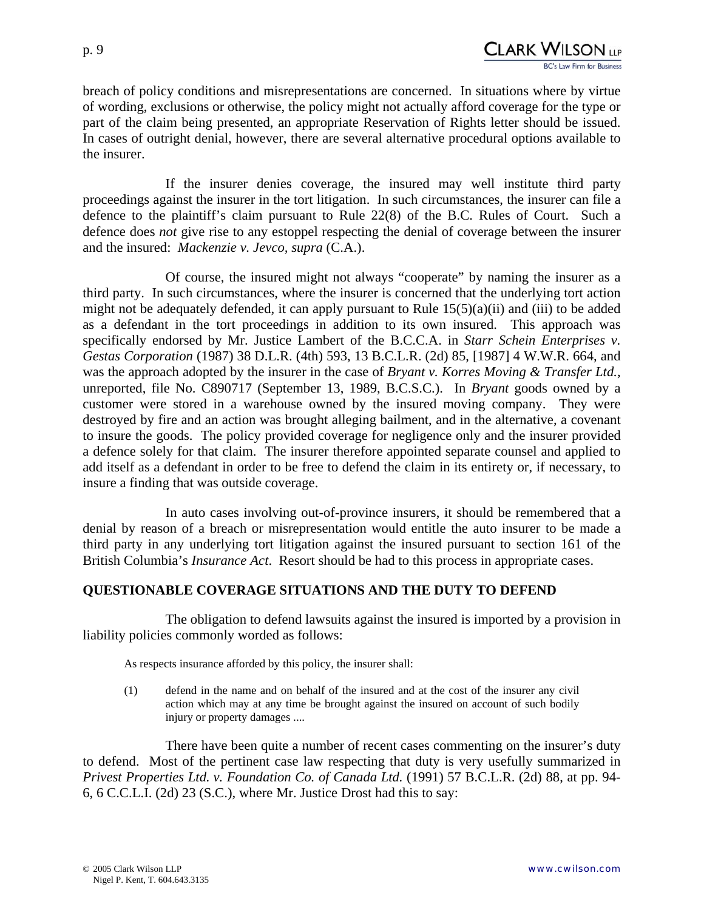breach of policy conditions and misrepresentations are concerned. In situations where by virtue of wording, exclusions or otherwise, the policy might not actually afford coverage for the type or part of the claim being presented, an appropriate Reservation of Rights letter should be issued. In cases of outright denial, however, there are several alternative procedural options available to the insurer.

If the insurer denies coverage, the insured may well institute third party proceedings against the insurer in the tort litigation. In such circumstances, the insurer can file a defence to the plaintiff's claim pursuant to Rule 22(8) of the B.C. Rules of Court. Such a defence does *not* give rise to any estoppel respecting the denial of coverage between the insurer and the insured: *Mackenzie v. Jevco, supra* (C.A.).

Of course, the insured might not always "cooperate" by naming the insurer as a third party. In such circumstances, where the insurer is concerned that the underlying tort action might not be adequately defended, it can apply pursuant to Rule 15(5)(a)(ii) and (iii) to be added as a defendant in the tort proceedings in addition to its own insured. This approach was specifically endorsed by Mr. Justice Lambert of the B.C.C.A. in *Starr Schein Enterprises v. Gestas Corporation* (1987) 38 D.L.R. (4th) 593, 13 B.C.L.R. (2d) 85, [1987] 4 W.W.R. 664, and was the approach adopted by the insurer in the case of *Bryant v. Korres Moving & Transfer Ltd.*, unreported, file No. C890717 (September 13, 1989, B.C.S.C.). In *Bryant* goods owned by a customer were stored in a warehouse owned by the insured moving company. They were destroyed by fire and an action was brought alleging bailment, and in the alternative, a covenant to insure the goods. The policy provided coverage for negligence only and the insurer provided a defence solely for that claim. The insurer therefore appointed separate counsel and applied to add itself as a defendant in order to be free to defend the claim in its entirety or, if necessary, to insure a finding that was outside coverage.

In auto cases involving out-of-province insurers, it should be remembered that a denial by reason of a breach or misrepresentation would entitle the auto insurer to be made a third party in any underlying tort litigation against the insured pursuant to section 161 of the British Columbia's *Insurance Act*. Resort should be had to this process in appropriate cases.

## QUESTIONABLE COVERAGE SITUATIONS AND THE DUTY TO DEFEND

The obligation to defend lawsuits against the insured is imported by a provision in liability policies commonly worded as follows:

> As respects insurance afforded by this policy, the insurer shall:
>
> (1) defend in the name and on behalf of the insured and at the cost of the insurer any civil action which may at any time be brought against the insured on account of such bodily injury or property damages ....

There have been quite a number of recent cases commenting on the insurer's duty to defend. Most of the pertinent case law respecting that duty is very usefully summarized in *Privest Properties Ltd. v. Foundation Co. of Canada Ltd.* (1991) 57 B.C.L.R. (2d) 88, at pp. 94-6, 6 C.C.L.I. (2d) 23 (S.C.), where Mr. Justice Drost had this to say: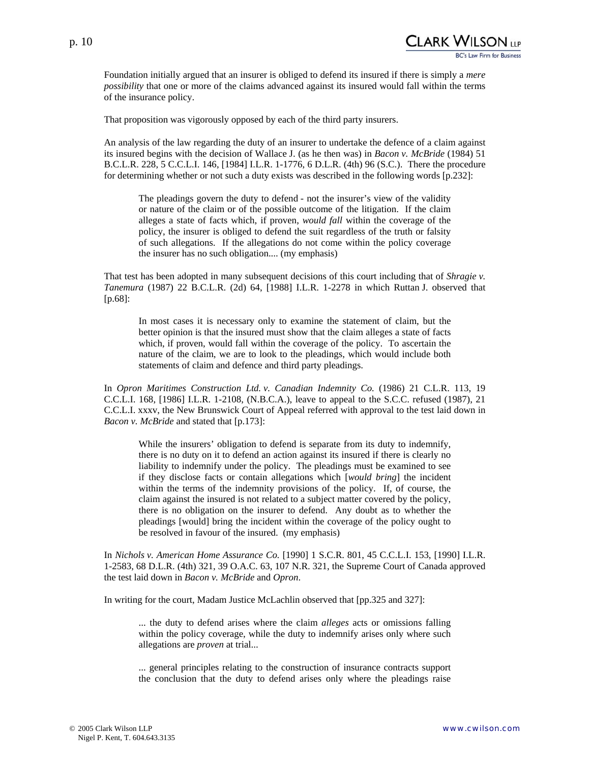Foundation initially argued that an insurer is obliged to defend its insured if there is simply a *mere possibility* that one or more of the claims advanced against its insured would fall within the terms of the insurance policy.

That proposition was vigorously opposed by each of the third party insurers.

An analysis of the law regarding the duty of an insurer to undertake the defence of a claim against its insured begins with the decision of Wallace J. (as he then was) in *Bacon v. McBride* (1984) 51 B.C.L.R. 228, 5 C.C.L.I. 146, [1984] I.L.R. 1-1776, 6 D.L.R. (4th) 96 (S.C.). There the procedure for determining whether or not such a duty exists was described in the following words [p.232]:

> The pleadings govern the duty to defend - not the insurer's view of the validity or nature of the claim or of the possible outcome of the litigation. If the claim alleges a state of facts which, if proven, *would fall* within the coverage of the policy, the insurer is obliged to defend the suit regardless of the truth or falsity of such allegations. If the allegations do not come within the policy coverage the insurer has no such obligation.... (my emphasis)

That test has been adopted in many subsequent decisions of this court including that of *Shragie v. Tanemura* (1987) 22 B.C.L.R. (2d) 64, [1988] I.L.R. 1-2278 in which Ruttan J. observed that [p.68]:

> In most cases it is necessary only to examine the statement of claim, but the better opinion is that the insured must show that the claim alleges a state of facts which, if proven, would fall within the coverage of the policy. To ascertain the nature of the claim, we are to look to the pleadings, which would include both statements of claim and defence and third party pleadings.

In *Opron Maritimes Construction Ltd. v. Canadian Indemnity Co.* (1986) 21 C.L.R. 113, 19 C.C.L.I. 168, [1986] I.L.R. 1-2108, (N.B.C.A.), leave to appeal to the S.C.C. refused (1987), 21 C.C.L.I. xxxv, the New Brunswick Court of Appeal referred with approval to the test laid down in *Bacon v. McBride* and stated that [p.173]:

> While the insurers' obligation to defend is separate from its duty to indemnify, there is no duty on it to defend an action against its insured if there is clearly no liability to indemnify under the policy. The pleadings must be examined to see if they disclose facts or contain allegations which [*would bring*] the incident within the terms of the indemnity provisions of the policy. If, of course, the claim against the insured is not related to a subject matter covered by the policy, there is no obligation on the insurer to defend. Any doubt as to whether the pleadings [would] bring the incident within the coverage of the policy ought to be resolved in favour of the insured. (my emphasis)

In *Nichols v. American Home Assurance Co.* [1990] 1 S.C.R. 801, 45 C.C.L.I. 153, [1990] I.L.R. 1-2583, 68 D.L.R. (4th) 321, 39 O.A.C. 63, 107 N.R. 321, the Supreme Court of Canada approved the test laid down in *Bacon v. McBride* and *Opron*.

In writing for the court, Madam Justice McLachlin observed that [pp.325 and 327]:

> ... the duty to defend arises where the claim *alleges* acts or omissions falling within the policy coverage, while the duty to indemnify arises only where such allegations are *proven* at trial...
>
> ... general principles relating to the construction of insurance contracts support the conclusion that the duty to defend arises only where the pleadings raise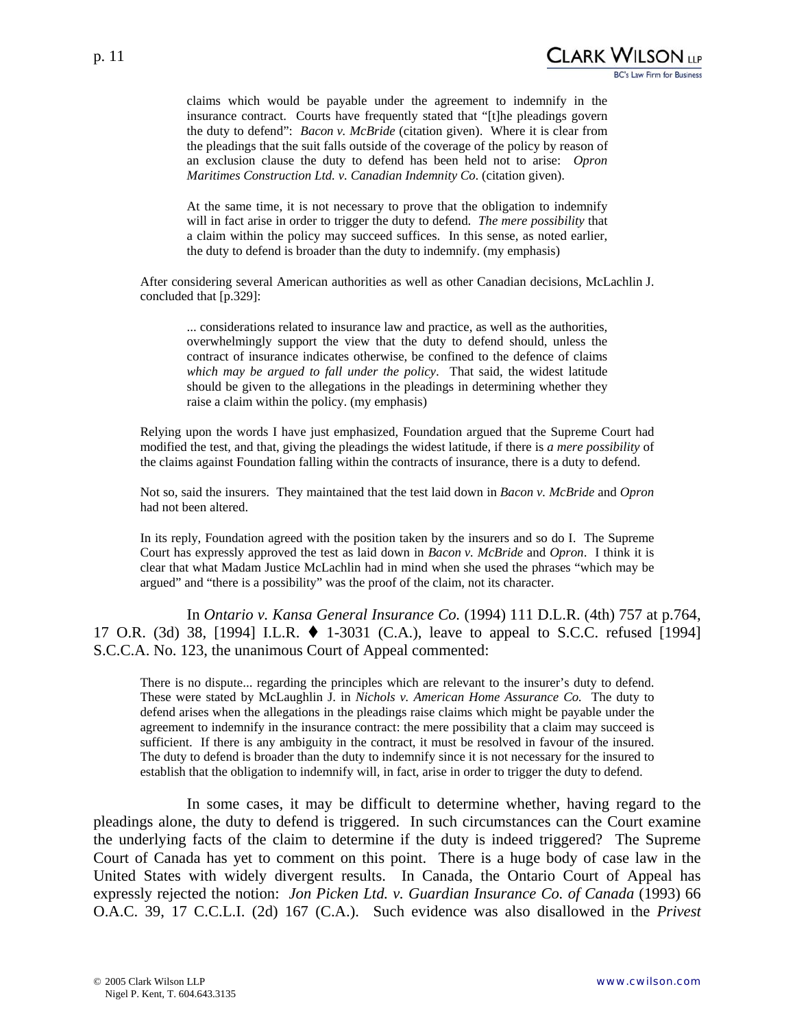> claims which would be payable under the agreement to indemnify in the insurance contract. Courts have frequently stated that "[t]he pleadings govern the duty to defend": *Bacon v. McBride* (citation given). Where it is clear from the pleadings that the suit falls outside of the coverage of the policy by reason of an exclusion clause the duty to defend has been held not to arise: *Opron Maritimes Construction Ltd. v. Canadian Indemnity Co.* (citation given).
>
> At the same time, it is not necessary to prove that the obligation to indemnify will in fact arise in order to trigger the duty to defend. *The mere possibility* that a claim within the policy may succeed suffices. In this sense, as noted earlier, the duty to defend is broader than the duty to indemnify. (my emphasis)

After considering several American authorities as well as other Canadian decisions, McLachlin J. concluded that [p.329]:

> ... considerations related to insurance law and practice, as well as the authorities, overwhelmingly support the view that the duty to defend should, unless the contract of insurance indicates otherwise, be confined to the defence of claims *which may be argued to fall under the policy*. That said, the widest latitude should be given to the allegations in the pleadings in determining whether they raise a claim within the policy. (my emphasis)

Relying upon the words I have just emphasized, Foundation argued that the Supreme Court had modified the test, and that, giving the pleadings the widest latitude, if there is *a mere possibility* of the claims against Foundation falling within the contracts of insurance, there is a duty to defend.

Not so, said the insurers. They maintained that the test laid down in *Bacon v. McBride* and *Opron* had not been altered.

In its reply, Foundation agreed with the position taken by the insurers and so do I. The Supreme Court has expressly approved the test as laid down in *Bacon v. McBride* and *Opron*. I think it is clear that what Madam Justice McLachlin had in mind when she used the phrases "which may be argued" and "there is a possibility" was the proof of the claim, not its character.

In *Ontario v. Kansa General Insurance Co.* (1994) 111 D.L.R. (4th) 757 at p.764, 17 O.R. (3d) 38, [1994] I.L.R. ♦ 1-3031 (C.A.), leave to appeal to S.C.C. refused [1994] S.C.C.A. No. 123, the unanimous Court of Appeal commented:

> There is no dispute... regarding the principles which are relevant to the insurer's duty to defend. These were stated by McLaughlin J. in *Nichols v. American Home Assurance Co.* The duty to defend arises when the allegations in the pleadings raise claims which might be payable under the agreement to indemnify in the insurance contract: the mere possibility that a claim may succeed is sufficient. If there is any ambiguity in the contract, it must be resolved in favour of the insured. The duty to defend is broader than the duty to indemnify since it is not necessary for the insured to establish that the obligation to indemnify will, in fact, arise in order to trigger the duty to defend.

In some cases, it may be difficult to determine whether, having regard to the pleadings alone, the duty to defend is triggered. In such circumstances can the Court examine the underlying facts of the claim to determine if the duty is indeed triggered? The Supreme Court of Canada has yet to comment on this point. There is a huge body of case law in the United States with widely divergent results. In Canada, the Ontario Court of Appeal has expressly rejected the notion: *Jon Picken Ltd. v. Guardian Insurance Co. of Canada* (1993) 66 O.A.C. 39, 17 C.C.L.I. (2d) 167 (C.A.). Such evidence was also disallowed in the *Privest*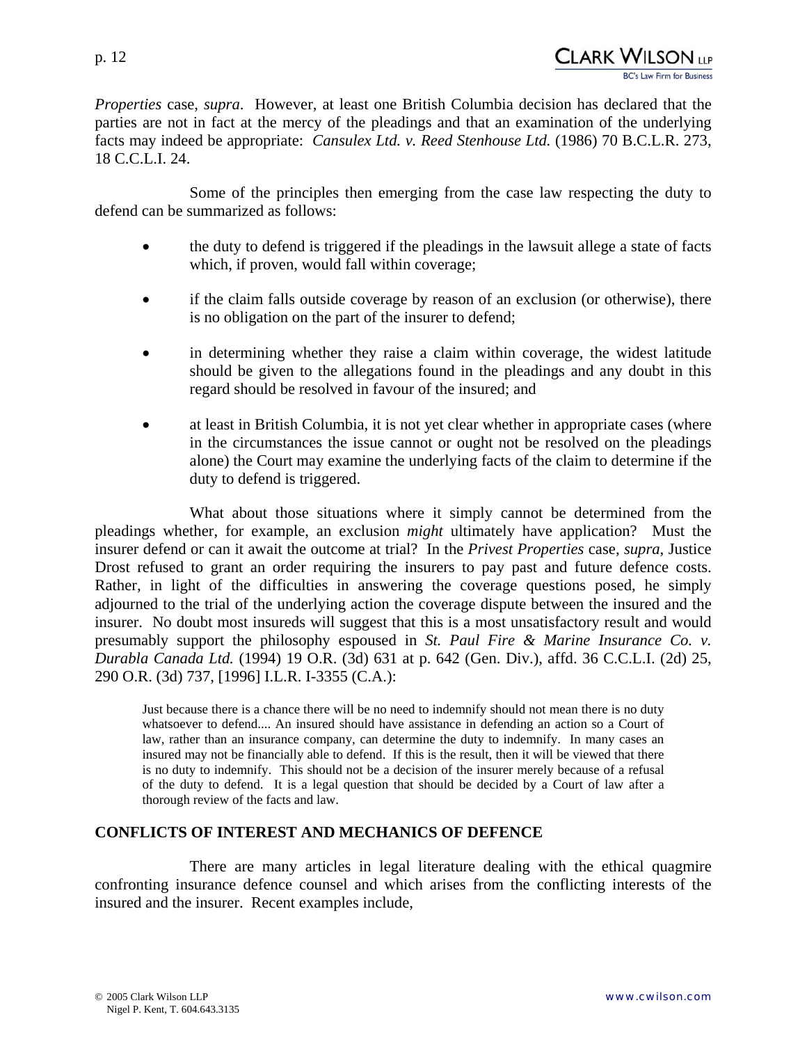*Properties* case, *supra*. However, at least one British Columbia decision has declared that the parties are not in fact at the mercy of the pleadings and that an examination of the underlying facts may indeed be appropriate: *Cansulex Ltd. v. Reed Stenhouse Ltd.* (1986) 70 B.C.L.R. 273, 18 C.C.L.I. 24.

Some of the principles then emerging from the case law respecting the duty to defend can be summarized as follows:

- the duty to defend is triggered if the pleadings in the lawsuit allege a state of facts which, if proven, would fall within coverage;
- if the claim falls outside coverage by reason of an exclusion (or otherwise), there is no obligation on the part of the insurer to defend;
- in determining whether they raise a claim within coverage, the widest latitude should be given to the allegations found in the pleadings and any doubt in this regard should be resolved in favour of the insured; and
- at least in British Columbia, it is not yet clear whether in appropriate cases (where in the circumstances the issue cannot or ought not be resolved on the pleadings alone) the Court may examine the underlying facts of the claim to determine if the duty to defend is triggered.

What about those situations where it simply cannot be determined from the pleadings whether, for example, an exclusion *might* ultimately have application? Must the insurer defend or can it await the outcome at trial? In the *Privest Properties* case, *supra*, Justice Drost refused to grant an order requiring the insurers to pay past and future defence costs. Rather, in light of the difficulties in answering the coverage questions posed, he simply adjourned to the trial of the underlying action the coverage dispute between the insured and the insurer. No doubt most insureds will suggest that this is a most unsatisfactory result and would presumably support the philosophy espoused in *St. Paul Fire & Marine Insurance Co. v. Durabla Canada Ltd.* (1994) 19 O.R. (3d) 631 at p. 642 (Gen. Div.), affd. 36 C.C.L.I. (2d) 25, 290 O.R. (3d) 737, [1996] I.L.R. I-3355 (C.A.):

> Just because there is a chance there will be no need to indemnify should not mean there is no duty whatsoever to defend.... An insured should have assistance in defending an action so a Court of law, rather than an insurance company, can determine the duty to indemnify. In many cases an insured may not be financially able to defend. If this is the result, then it will be viewed that there is no duty to indemnify. This should not be a decision of the insurer merely because of a refusal of the duty to defend. It is a legal question that should be decided by a Court of law after a thorough review of the facts and law.

## CONFLICTS OF INTEREST AND MECHANICS OF DEFENCE

There are many articles in legal literature dealing with the ethical quagmire confronting insurance defence counsel and which arises from the conflicting interests of the insured and the insurer. Recent examples include,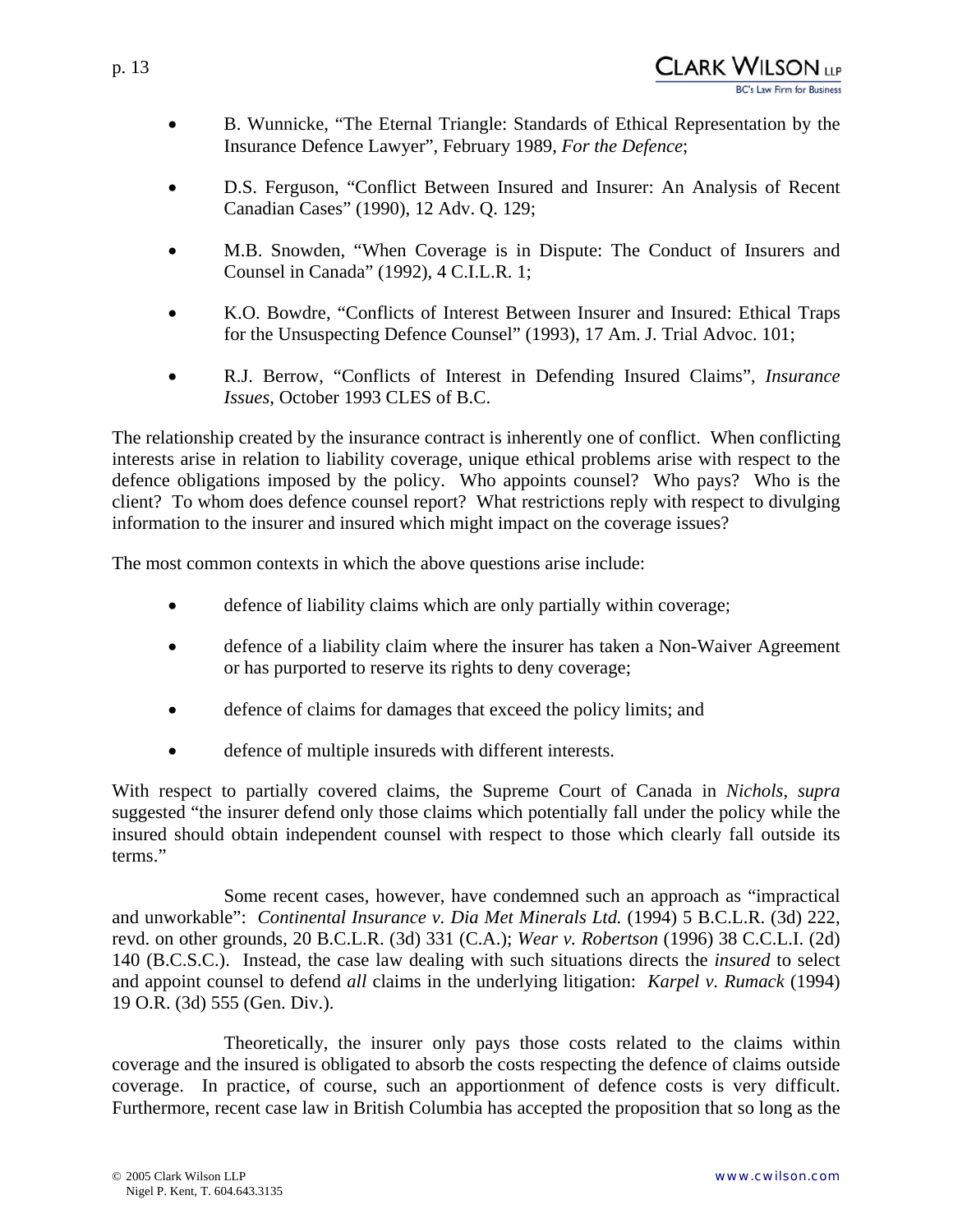- B. Wunnicke, "The Eternal Triangle: Standards of Ethical Representation by the Insurance Defence Lawyer", February 1989, *For the Defence*;
- D.S. Ferguson, "Conflict Between Insured and Insurer: An Analysis of Recent Canadian Cases" (1990), 12 Adv. Q. 129;
- M.B. Snowden, "When Coverage is in Dispute: The Conduct of Insurers and Counsel in Canada" (1992), 4 C.I.L.R. 1;
- K.O. Bowdre, "Conflicts of Interest Between Insurer and Insured: Ethical Traps for the Unsuspecting Defence Counsel" (1993), 17 Am. J. Trial Advoc. 101;
- R.J. Berrow, "Conflicts of Interest in Defending Insured Claims", *Insurance Issues*, October 1993 CLES of B.C.

The relationship created by the insurance contract is inherently one of conflict. When conflicting interests arise in relation to liability coverage, unique ethical problems arise with respect to the defence obligations imposed by the policy. Who appoints counsel? Who pays? Who is the client? To whom does defence counsel report? What restrictions reply with respect to divulging information to the insurer and insured which might impact on the coverage issues?

The most common contexts in which the above questions arise include:

- defence of liability claims which are only partially within coverage;
- defence of a liability claim where the insurer has taken a Non-Waiver Agreement or has purported to reserve its rights to deny coverage;
- defence of claims for damages that exceed the policy limits; and
- defence of multiple insureds with different interests.

With respect to partially covered claims, the Supreme Court of Canada in *Nichols*, *supra* suggested "the insurer defend only those claims which potentially fall under the policy while the insured should obtain independent counsel with respect to those which clearly fall outside its terms."

Some recent cases, however, have condemned such an approach as "impractical and unworkable": *Continental Insurance v. Dia Met Minerals Ltd.* (1994) 5 B.C.L.R. (3d) 222, revd. on other grounds, 20 B.C.L.R. (3d) 331 (C.A.); *Wear v. Robertson* (1996) 38 C.C.L.I. (2d) 140 (B.C.S.C.). Instead, the case law dealing with such situations directs the *insured* to select and appoint counsel to defend *all* claims in the underlying litigation: *Karpel v. Rumack* (1994) 19 O.R. (3d) 555 (Gen. Div.).

Theoretically, the insurer only pays those costs related to the claims within coverage and the insured is obligated to absorb the costs respecting the defence of claims outside coverage. In practice, of course, such an apportionment of defence costs is very difficult. Furthermore, recent case law in British Columbia has accepted the proposition that so long as the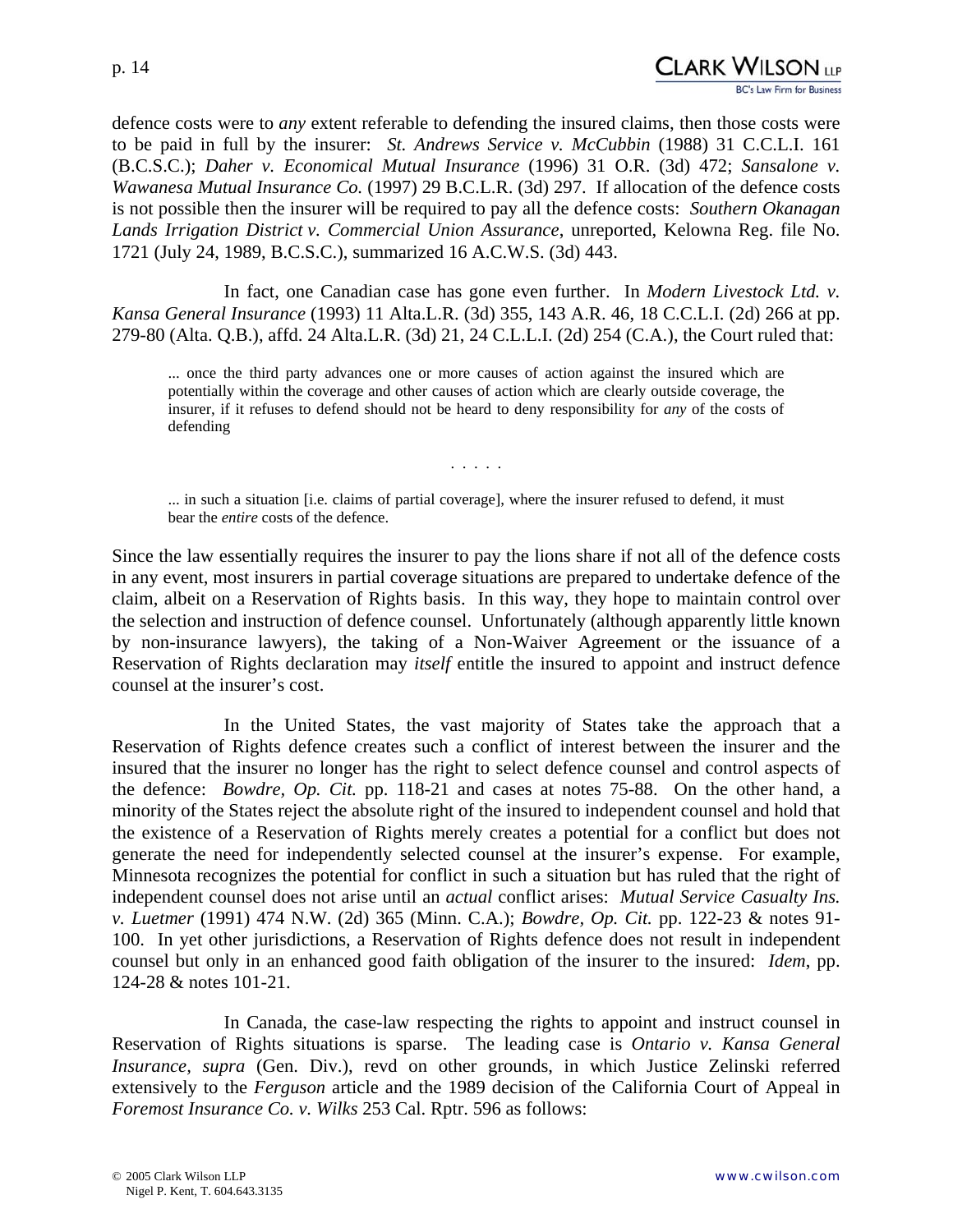defence costs were to *any* extent referable to defending the insured claims, then those costs were to be paid in full by the insurer: *St. Andrews Service v. McCubbin* (1988) 31 C.C.L.I. 161 (B.C.S.C.); *Daher v. Economical Mutual Insurance* (1996) 31 O.R. (3d) 472; *Sansalone v. Wawanesa Mutual Insurance Co.* (1997) 29 B.C.L.R. (3d) 297. If allocation of the defence costs is not possible then the insurer will be required to pay all the defence costs: *Southern Okanagan Lands Irrigation District v. Commercial Union Assurance*, unreported, Kelowna Reg. file No. 1721 (July 24, 1989, B.C.S.C.), summarized 16 A.C.W.S. (3d) 443.

In fact, one Canadian case has gone even further. In *Modern Livestock Ltd. v. Kansa General Insurance* (1993) 11 Alta.L.R. (3d) 355, 143 A.R. 46, 18 C.C.L.I. (2d) 266 at pp. 279-80 (Alta. Q.B.), affd. 24 Alta.L.R. (3d) 21, 24 C.L.L.I. (2d) 254 (C.A.), the Court ruled that:

> ... once the third party advances one or more causes of action against the insured which are potentially within the coverage and other causes of action which are clearly outside coverage, the insurer, if it refuses to defend should not be heard to deny responsibility for *any* of the costs of defending
>
> . . . . .
>
> ... in such a situation [i.e. claims of partial coverage], where the insurer refused to defend, it must bear the *entire* costs of the defence.

Since the law essentially requires the insurer to pay the lions share if not all of the defence costs in any event, most insurers in partial coverage situations are prepared to undertake defence of the claim, albeit on a Reservation of Rights basis. In this way, they hope to maintain control over the selection and instruction of defence counsel. Unfortunately (although apparently little known by non-insurance lawyers), the taking of a Non-Waiver Agreement or the issuance of a Reservation of Rights declaration may *itself* entitle the insured to appoint and instruct defence counsel at the insurer's cost.

In the United States, the vast majority of States take the approach that a Reservation of Rights defence creates such a conflict of interest between the insurer and the insured that the insurer no longer has the right to select defence counsel and control aspects of the defence: *Bowdre, Op. Cit.* pp. 118-21 and cases at notes 75-88. On the other hand, a minority of the States reject the absolute right of the insured to independent counsel and hold that the existence of a Reservation of Rights merely creates a potential for a conflict but does not generate the need for independently selected counsel at the insurer's expense. For example, Minnesota recognizes the potential for conflict in such a situation but has ruled that the right of independent counsel does not arise until an *actual* conflict arises: *Mutual Service Casualty Ins. v. Luetmer* (1991) 474 N.W. (2d) 365 (Minn. C.A.); *Bowdre, Op. Cit.* pp. 122-23 & notes 91-100. In yet other jurisdictions, a Reservation of Rights defence does not result in independent counsel but only in an enhanced good faith obligation of the insurer to the insured: *Idem*, pp. 124-28 & notes 101-21.

In Canada, the case-law respecting the rights to appoint and instruct counsel in Reservation of Rights situations is sparse. The leading case is *Ontario v. Kansa General Insurance, supra* (Gen. Div.), revd on other grounds, in which Justice Zelinski referred extensively to the *Ferguson* article and the 1989 decision of the California Court of Appeal in *Foremost Insurance Co. v. Wilks* 253 Cal. Rptr. 596 as follows: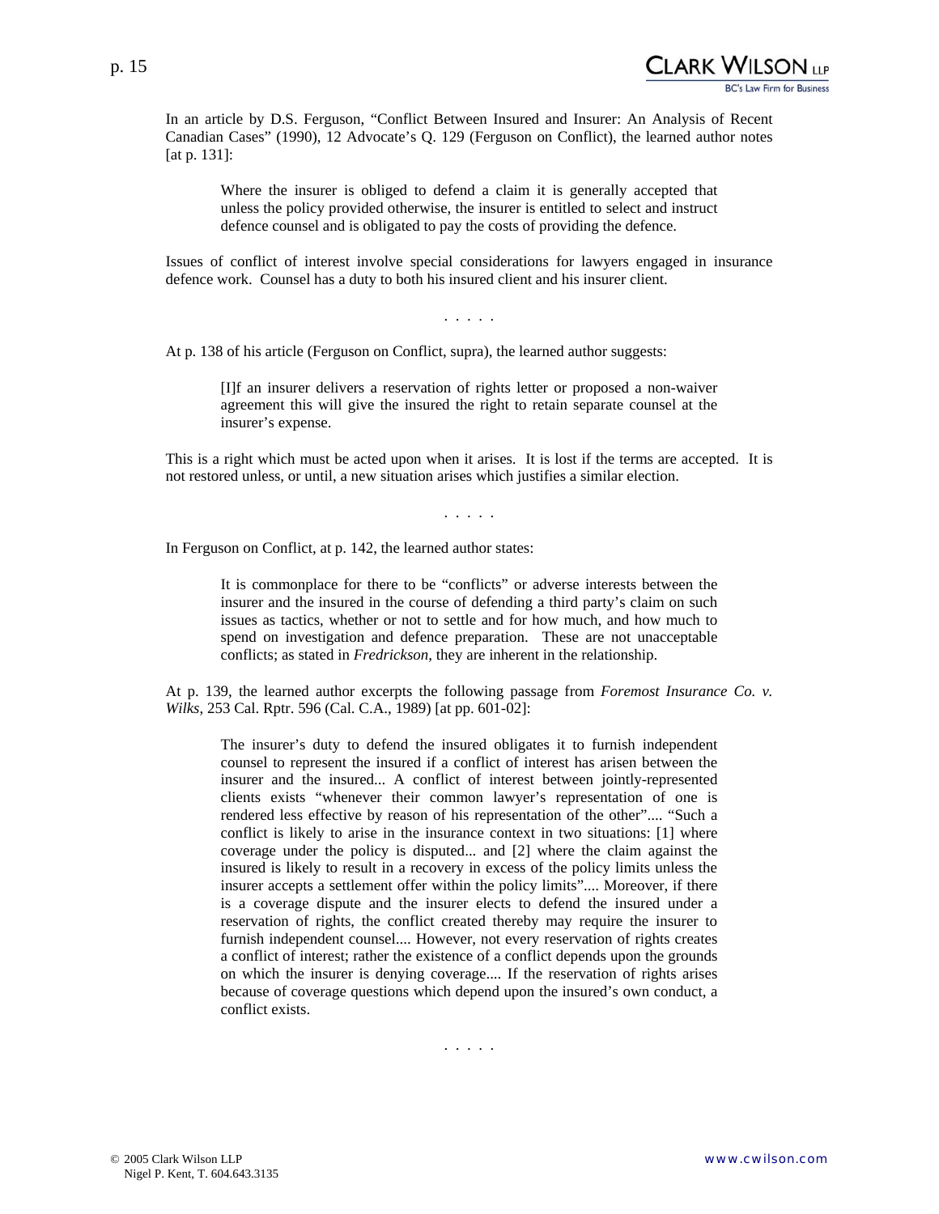In an article by D.S. Ferguson, "Conflict Between Insured and Insurer: An Analysis of Recent Canadian Cases" (1990), 12 Advocate's Q. 129 (Ferguson on Conflict), the learned author notes [at p. 131]:

> Where the insurer is obliged to defend a claim it is generally accepted that unless the policy provided otherwise, the insurer is entitled to select and instruct defence counsel and is obligated to pay the costs of providing the defence.

Issues of conflict of interest involve special considerations for lawyers engaged in insurance defence work. Counsel has a duty to both his insured client and his insurer client.

. . . . .

At p. 138 of his article (Ferguson on Conflict, supra), the learned author suggests:

> [I]f an insurer delivers a reservation of rights letter or proposed a non-waiver agreement this will give the insured the right to retain separate counsel at the insurer's expense.

This is a right which must be acted upon when it arises. It is lost if the terms are accepted. It is not restored unless, or until, a new situation arises which justifies a similar election.

. . . . .

In Ferguson on Conflict, at p. 142, the learned author states:

> It is commonplace for there to be "conflicts" or adverse interests between the insurer and the insured in the course of defending a third party's claim on such issues as tactics, whether or not to settle and for how much, and how much to spend on investigation and defence preparation. These are not unacceptable conflicts; as stated in *Fredrickson*, they are inherent in the relationship.

At p. 139, the learned author excerpts the following passage from *Foremost Insurance Co. v. Wilks*, 253 Cal. Rptr. 596 (Cal. C.A., 1989) [at pp. 601-02]:

> The insurer's duty to defend the insured obligates it to furnish independent counsel to represent the insured if a conflict of interest has arisen between the insurer and the insured... A conflict of interest between jointly-represented clients exists "whenever their common lawyer's representation of one is rendered less effective by reason of his representation of the other".... "Such a conflict is likely to arise in the insurance context in two situations: [1] where coverage under the policy is disputed... and [2] where the claim against the insured is likely to result in a recovery in excess of the policy limits unless the insurer accepts a settlement offer within the policy limits".... Moreover, if there is a coverage dispute and the insurer elects to defend the insured under a reservation of rights, the conflict created thereby may require the insurer to furnish independent counsel.... However, not every reservation of rights creates a conflict of interest; rather the existence of a conflict depends upon the grounds on which the insurer is denying coverage.... If the reservation of rights arises because of coverage questions which depend upon the insured's own conduct, a conflict exists.

. . . . .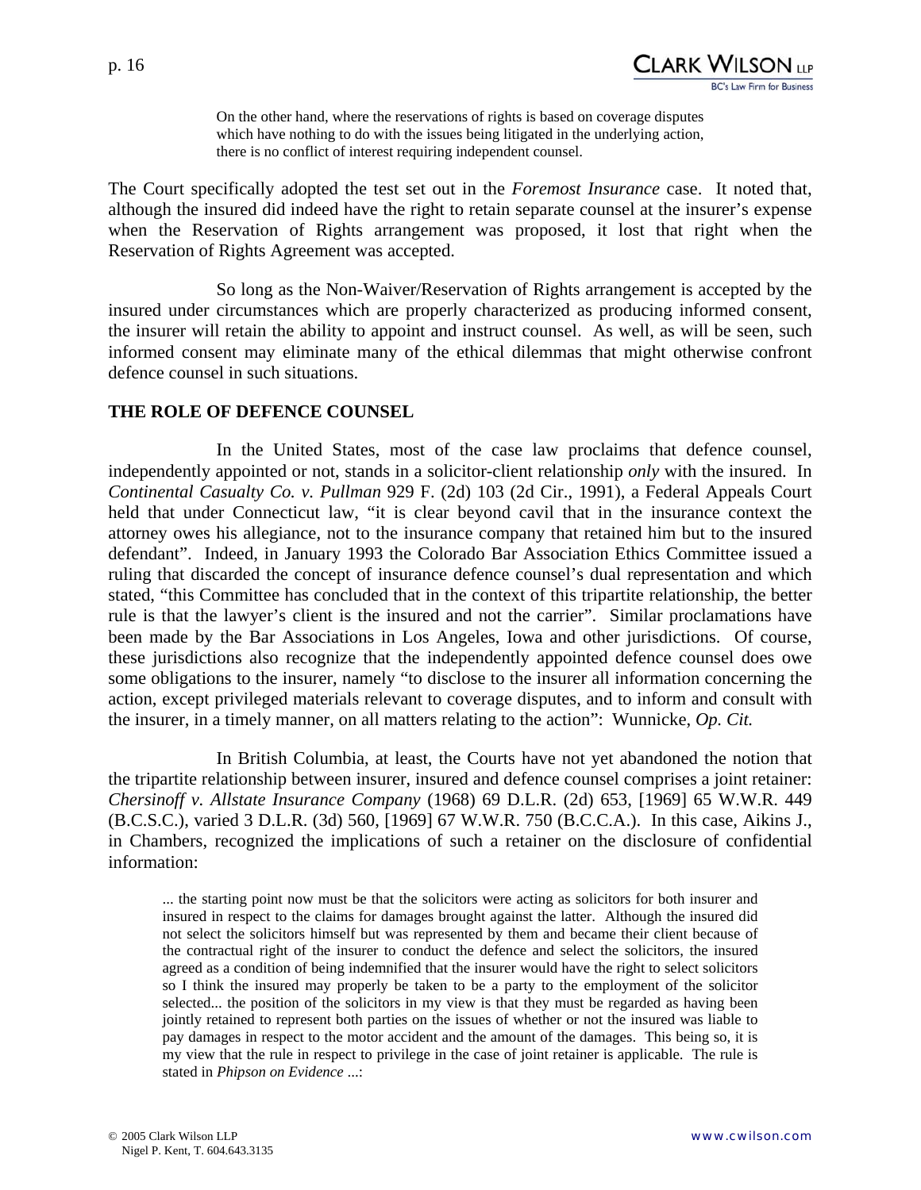> On the other hand, where the reservations of rights is based on coverage disputes which have nothing to do with the issues being litigated in the underlying action, there is no conflict of interest requiring independent counsel.

The Court specifically adopted the test set out in the *Foremost Insurance* case. It noted that, although the insured did indeed have the right to retain separate counsel at the insurer's expense when the Reservation of Rights arrangement was proposed, it lost that right when the Reservation of Rights Agreement was accepted.

So long as the Non-Waiver/Reservation of Rights arrangement is accepted by the insured under circumstances which are properly characterized as producing informed consent, the insurer will retain the ability to appoint and instruct counsel. As well, as will be seen, such informed consent may eliminate many of the ethical dilemmas that might otherwise confront defence counsel in such situations.

**THE ROLE OF DEFENCE COUNSEL**

In the United States, most of the case law proclaims that defence counsel, independently appointed or not, stands in a solicitor-client relationship *only* with the insured. In *Continental Casualty Co. v. Pullman* 929 F. (2d) 103 (2d Cir., 1991), a Federal Appeals Court held that under Connecticut law, "it is clear beyond cavil that in the insurance context the attorney owes his allegiance, not to the insurance company that retained him but to the insured defendant". Indeed, in January 1993 the Colorado Bar Association Ethics Committee issued a ruling that discarded the concept of insurance defence counsel's dual representation and which stated, "this Committee has concluded that in the context of this tripartite relationship, the better rule is that the lawyer's client is the insured and not the carrier". Similar proclamations have been made by the Bar Associations in Los Angeles, Iowa and other jurisdictions. Of course, these jurisdictions also recognize that the independently appointed defence counsel does owe some obligations to the insurer, namely "to disclose to the insurer all information concerning the action, except privileged materials relevant to coverage disputes, and to inform and consult with the insurer, in a timely manner, on all matters relating to the action": Wunnicke, *Op. Cit.*

In British Columbia, at least, the Courts have not yet abandoned the notion that the tripartite relationship between insurer, insured and defence counsel comprises a joint retainer: *Chersinoff v. Allstate Insurance Company* (1968) 69 D.L.R. (2d) 653, [1969] 65 W.W.R. 449 (B.C.S.C.), varied 3 D.L.R. (3d) 560, [1969] 67 W.W.R. 750 (B.C.C.A.). In this case, Aikins J., in Chambers, recognized the implications of such a retainer on the disclosure of confidential information:

> ... the starting point now must be that the solicitors were acting as solicitors for both insurer and insured in respect to the claims for damages brought against the latter. Although the insured did not select the solicitors himself but was represented by them and became their client because of the contractual right of the insurer to conduct the defence and select the solicitors, the insured agreed as a condition of being indemnified that the insurer would have the right to select solicitors so I think the insured may properly be taken to be a party to the employment of the solicitor selected... the position of the solicitors in my view is that they must be regarded as having been jointly retained to represent both parties on the issues of whether or not the insured was liable to pay damages in respect to the motor accident and the amount of the damages. This being so, it is my view that the rule in respect to privilege in the case of joint retainer is applicable. The rule is stated in *Phipson on Evidence* ...: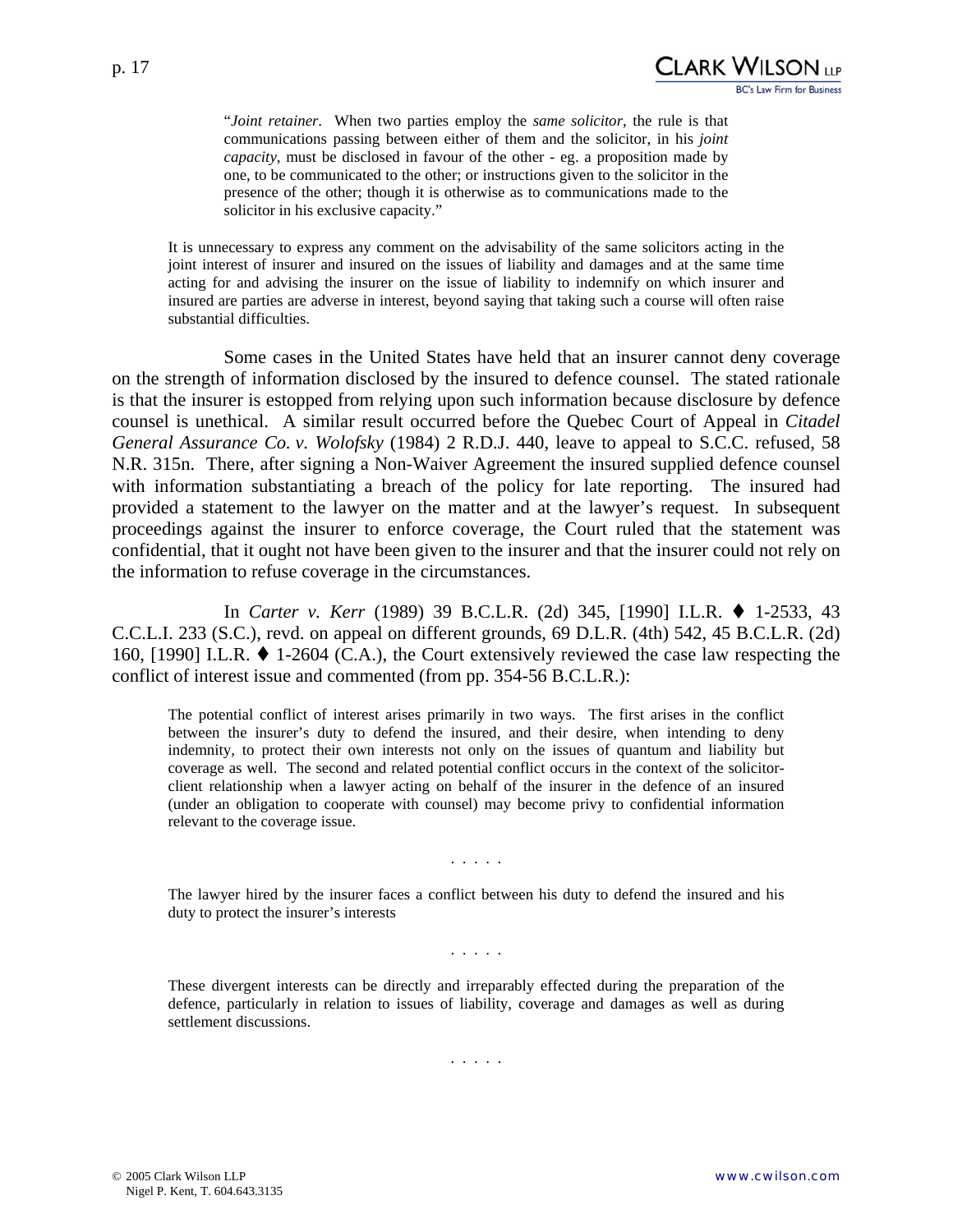> "*Joint retainer*. When two parties employ the *same solicitor*, the rule is that communications passing between either of them and the solicitor, in his *joint capacity*, must be disclosed in favour of the other - eg. a proposition made by one, to be communicated to the other; or instructions given to the solicitor in the presence of the other; though it is otherwise as to communications made to the solicitor in his exclusive capacity."

> It is unnecessary to express any comment on the advisability of the same solicitors acting in the joint interest of insurer and insured on the issues of liability and damages and at the same time acting for and advising the insurer on the issue of liability to indemnify on which insurer and insured are parties are adverse in interest, beyond saying that taking such a course will often raise substantial difficulties.

Some cases in the United States have held that an insurer cannot deny coverage on the strength of information disclosed by the insured to defence counsel. The stated rationale is that the insurer is estopped from relying upon such information because disclosure by defence counsel is unethical. A similar result occurred before the Quebec Court of Appeal in *Citadel General Assurance Co. v. Wolofsky* (1984) 2 R.D.J. 440, leave to appeal to S.C.C. refused, 58 N.R. 315n. There, after signing a Non-Waiver Agreement the insured supplied defence counsel with information substantiating a breach of the policy for late reporting. The insured had provided a statement to the lawyer on the matter and at the lawyer's request. In subsequent proceedings against the insurer to enforce coverage, the Court ruled that the statement was confidential, that it ought not have been given to the insurer and that the insurer could not rely on the information to refuse coverage in the circumstances.

In *Carter v. Kerr* (1989) 39 B.C.L.R. (2d) 345, [1990] I.L.R. ♦ 1-2533, 43 C.C.L.I. 233 (S.C.), revd. on appeal on different grounds, 69 D.L.R. (4th) 542, 45 B.C.L.R. (2d) 160, [1990] I.L.R. ♦ 1-2604 (C.A.), the Court extensively reviewed the case law respecting the conflict of interest issue and commented (from pp. 354-56 B.C.L.R.):

> The potential conflict of interest arises primarily in two ways. The first arises in the conflict between the insurer's duty to defend the insured, and their desire, when intending to deny indemnity, to protect their own interests not only on the issues of quantum and liability but coverage as well. The second and related potential conflict occurs in the context of the solicitor-client relationship when a lawyer acting on behalf of the insurer in the defence of an insured (under an obligation to cooperate with counsel) may become privy to confidential information relevant to the coverage issue.
>
> . . . . .
>
> The lawyer hired by the insurer faces a conflict between his duty to defend the insured and his duty to protect the insurer's interests
>
> . . . . .
>
> These divergent interests can be directly and irreparably effected during the preparation of the defence, particularly in relation to issues of liability, coverage and damages as well as during settlement discussions.
>
> . . . . .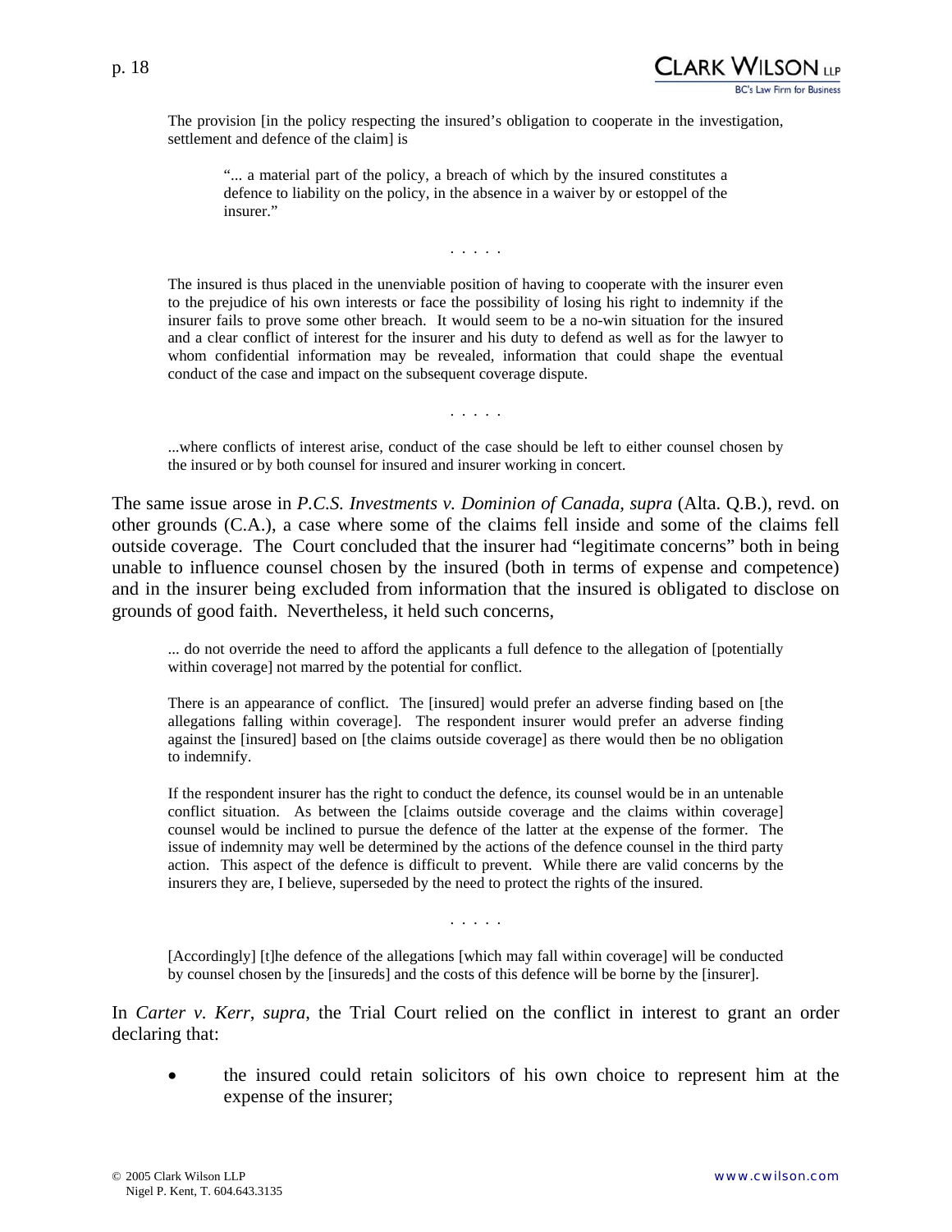> The provision [in the policy respecting the insured's obligation to cooperate in the investigation, settlement and defence of the claim] is
>
> > "... a material part of the policy, a breach of which by the insured constitutes a defence to liability on the policy, in the absence in a waiver by or estoppel of the insurer."
>
> . . . . .
>
> The insured is thus placed in the unenviable position of having to cooperate with the insurer even to the prejudice of his own interests or face the possibility of losing his right to indemnity if the insurer fails to prove some other breach. It would seem to be a no-win situation for the insured and a clear conflict of interest for the insurer and his duty to defend as well as for the lawyer to whom confidential information may be revealed, information that could shape the eventual conduct of the case and impact on the subsequent coverage dispute.
>
> . . . . .
>
> ...where conflicts of interest arise, conduct of the case should be left to either counsel chosen by the insured or by both counsel for insured and insurer working in concert.

The same issue arose in *P.C.S. Investments v. Dominion of Canada, supra* (Alta. Q.B.), revd. on other grounds (C.A.), a case where some of the claims fell inside and some of the claims fell outside coverage. The Court concluded that the insurer had "legitimate concerns" both in being unable to influence counsel chosen by the insured (both in terms of expense and competence) and in the insurer being excluded from information that the insured is obligated to disclose on grounds of good faith. Nevertheless, it held such concerns,

> ... do not override the need to afford the applicants a full defence to the allegation of [potentially within coverage] not marred by the potential for conflict.
>
> There is an appearance of conflict. The [insured] would prefer an adverse finding based on [the allegations falling within coverage]. The respondent insurer would prefer an adverse finding against the [insured] based on [the claims outside coverage] as there would then be no obligation to indemnify.
>
> If the respondent insurer has the right to conduct the defence, its counsel would be in an untenable conflict situation. As between the [claims outside coverage and the claims within coverage] counsel would be inclined to pursue the defence of the latter at the expense of the former. The issue of indemnity may well be determined by the actions of the defence counsel in the third party action. This aspect of the defence is difficult to prevent. While there are valid concerns by the insurers they are, I believe, superseded by the need to protect the rights of the insured.
>
> . . . . .
>
> [Accordingly] [t]he defence of the allegations [which may fall within coverage] will be conducted by counsel chosen by the [insureds] and the costs of this defence will be borne by the [insurer].

In *Carter v. Kerr*, *supra*, the Trial Court relied on the conflict in interest to grant an order declaring that:

- the insured could retain solicitors of his own choice to represent him at the expense of the insurer;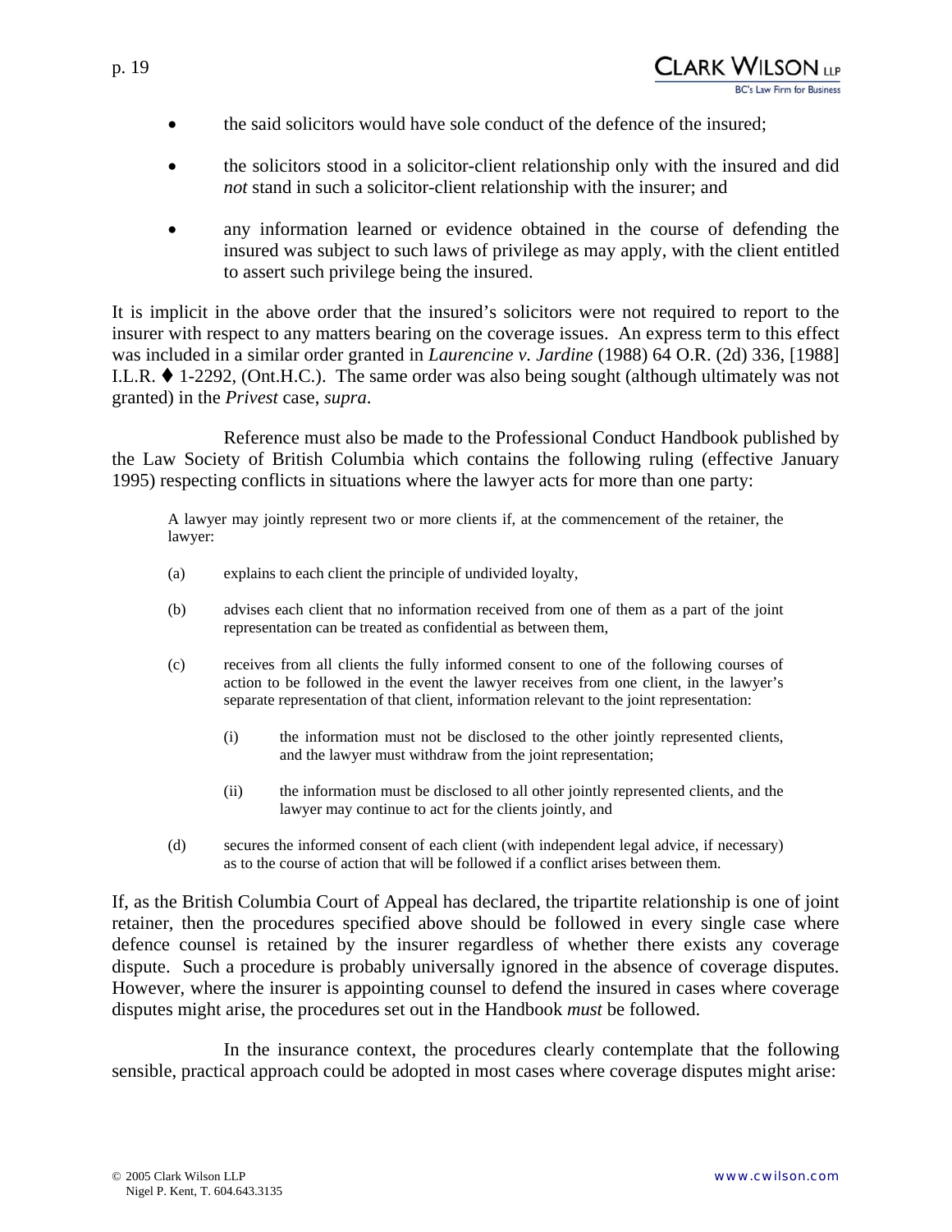- the said solicitors would have sole conduct of the defence of the insured;
- the solicitors stood in a solicitor-client relationship only with the insured and did *not* stand in such a solicitor-client relationship with the insurer; and
- any information learned or evidence obtained in the course of defending the insured was subject to such laws of privilege as may apply, with the client entitled to assert such privilege being the insured.

It is implicit in the above order that the insured's solicitors were not required to report to the insurer with respect to any matters bearing on the coverage issues. An express term to this effect was included in a similar order granted in *Laurencine v. Jardine* (1988) 64 O.R. (2d) 336, [1988] I.L.R. ♦ 1-2292, (Ont.H.C.). The same order was also being sought (although ultimately was not granted) in the *Privest* case, *supra*.

Reference must also be made to the Professional Conduct Handbook published by the Law Society of British Columbia which contains the following ruling (effective January 1995) respecting conflicts in situations where the lawyer acts for more than one party:

> A lawyer may jointly represent two or more clients if, at the commencement of the retainer, the lawyer:
>
> (a) explains to each client the principle of undivided loyalty,
>
> (b) advises each client that no information received from one of them as a part of the joint representation can be treated as confidential as between them,
>
> (c) receives from all clients the fully informed consent to one of the following courses of action to be followed in the event the lawyer receives from one client, in the lawyer's separate representation of that client, information relevant to the joint representation:
>
> (i) the information must not be disclosed to the other jointly represented clients, and the lawyer must withdraw from the joint representation;
>
> (ii) the information must be disclosed to all other jointly represented clients, and the lawyer may continue to act for the clients jointly, and
>
> (d) secures the informed consent of each client (with independent legal advice, if necessary) as to the course of action that will be followed if a conflict arises between them.

If, as the British Columbia Court of Appeal has declared, the tripartite relationship is one of joint retainer, then the procedures specified above should be followed in every single case where defence counsel is retained by the insurer regardless of whether there exists any coverage dispute. Such a procedure is probably universally ignored in the absence of coverage disputes. However, where the insurer is appointing counsel to defend the insured in cases where coverage disputes might arise, the procedures set out in the Handbook *must* be followed.

In the insurance context, the procedures clearly contemplate that the following sensible, practical approach could be adopted in most cases where coverage disputes might arise: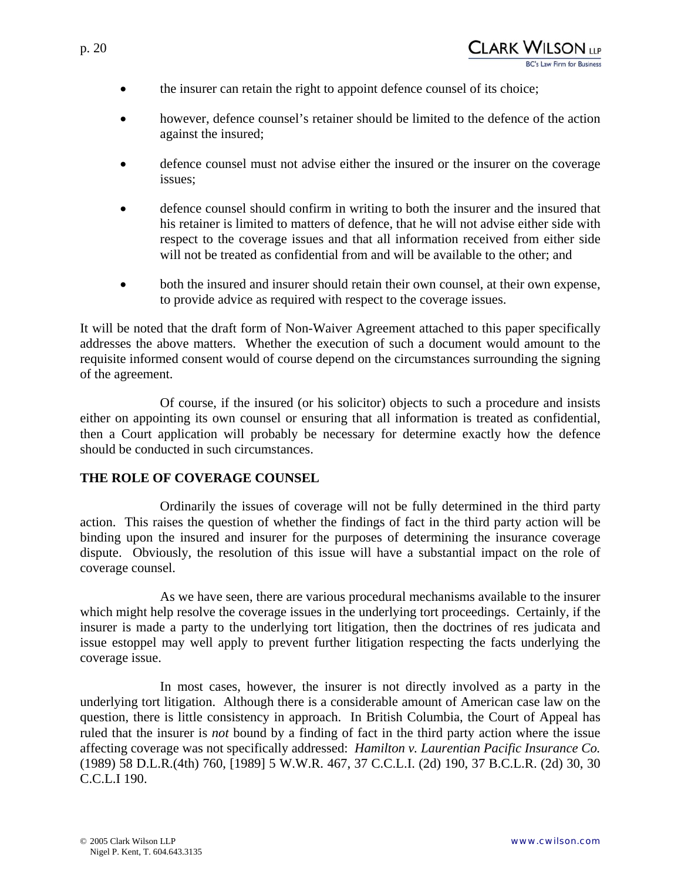- the insurer can retain the right to appoint defence counsel of its choice;
- however, defence counsel's retainer should be limited to the defence of the action against the insured;
- defence counsel must not advise either the insured or the insurer on the coverage issues;
- defence counsel should confirm in writing to both the insurer and the insured that his retainer is limited to matters of defence, that he will not advise either side with respect to the coverage issues and that all information received from either side will not be treated as confidential from and will be available to the other; and
- both the insured and insurer should retain their own counsel, at their own expense, to provide advice as required with respect to the coverage issues.

It will be noted that the draft form of Non-Waiver Agreement attached to this paper specifically addresses the above matters. Whether the execution of such a document would amount to the requisite informed consent would of course depend on the circumstances surrounding the signing of the agreement.

Of course, if the insured (or his solicitor) objects to such a procedure and insists either on appointing its own counsel or ensuring that all information is treated as confidential, then a Court application will probably be necessary for determine exactly how the defence should be conducted in such circumstances.

## THE ROLE OF COVERAGE COUNSEL

Ordinarily the issues of coverage will not be fully determined in the third party action. This raises the question of whether the findings of fact in the third party action will be binding upon the insured and insurer for the purposes of determining the insurance coverage dispute. Obviously, the resolution of this issue will have a substantial impact on the role of coverage counsel.

As we have seen, there are various procedural mechanisms available to the insurer which might help resolve the coverage issues in the underlying tort proceedings. Certainly, if the insurer is made a party to the underlying tort litigation, then the doctrines of res judicata and issue estoppel may well apply to prevent further litigation respecting the facts underlying the coverage issue.

In most cases, however, the insurer is not directly involved as a party in the underlying tort litigation. Although there is a considerable amount of American case law on the question, there is little consistency in approach. In British Columbia, the Court of Appeal has ruled that the insurer is *not* bound by a finding of fact in the third party action where the issue affecting coverage was not specifically addressed: *Hamilton v. Laurentian Pacific Insurance Co.* (1989) 58 D.L.R.(4th) 760, [1989] 5 W.W.R. 467, 37 C.C.L.I. (2d) 190, 37 B.C.L.R. (2d) 30, 30 C.C.L.I 190.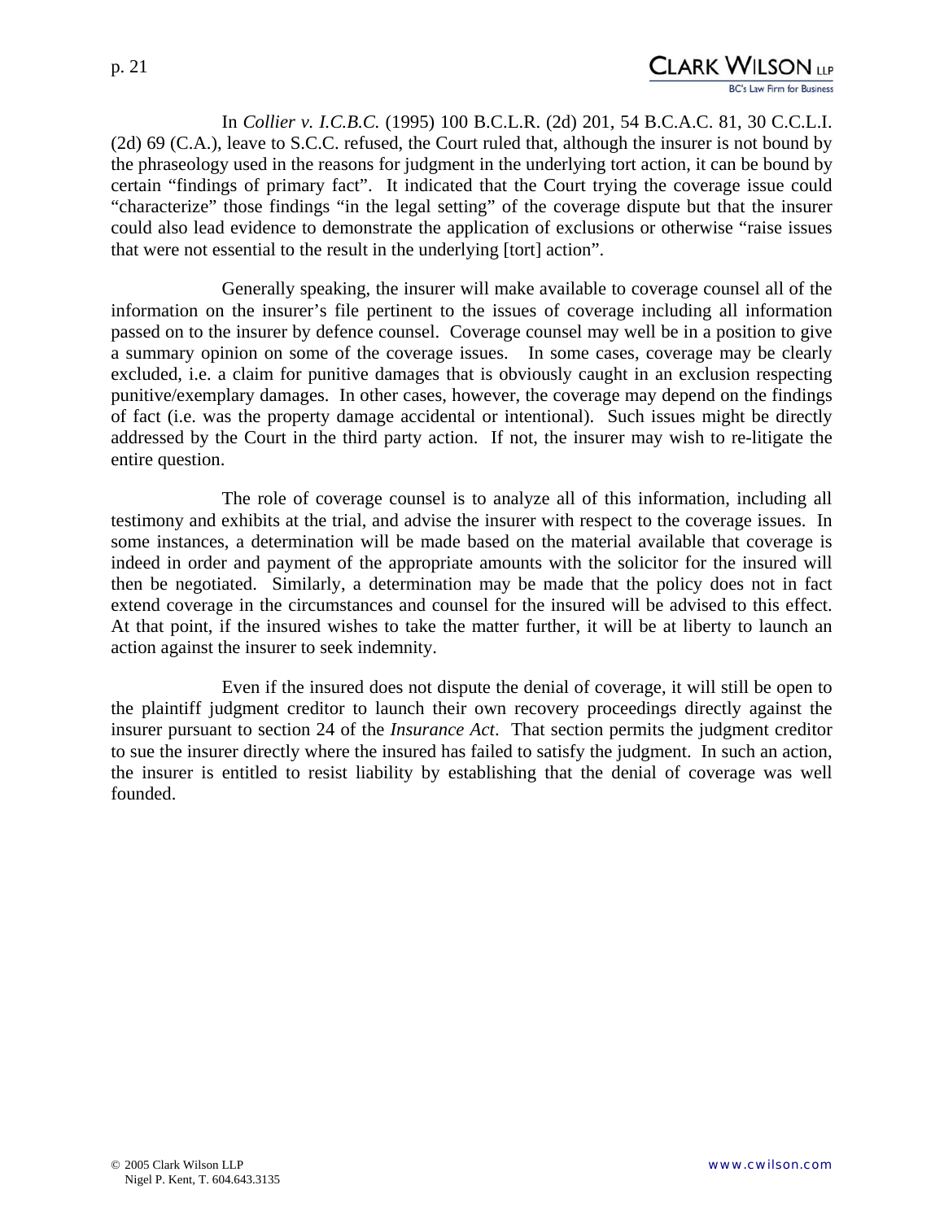In *Collier v. I.C.B.C.* (1995) 100 B.C.L.R. (2d) 201, 54 B.C.A.C. 81, 30 C.C.L.I. (2d) 69 (C.A.), leave to S.C.C. refused, the Court ruled that, although the insurer is not bound by the phraseology used in the reasons for judgment in the underlying tort action, it can be bound by certain "findings of primary fact". It indicated that the Court trying the coverage issue could "characterize" those findings "in the legal setting" of the coverage dispute but that the insurer could also lead evidence to demonstrate the application of exclusions or otherwise "raise issues that were not essential to the result in the underlying [tort] action".

Generally speaking, the insurer will make available to coverage counsel all of the information on the insurer's file pertinent to the issues of coverage including all information passed on to the insurer by defence counsel. Coverage counsel may well be in a position to give a summary opinion on some of the coverage issues. In some cases, coverage may be clearly excluded, i.e. a claim for punitive damages that is obviously caught in an exclusion respecting punitive/exemplary damages. In other cases, however, the coverage may depend on the findings of fact (i.e. was the property damage accidental or intentional). Such issues might be directly addressed by the Court in the third party action. If not, the insurer may wish to re-litigate the entire question.

The role of coverage counsel is to analyze all of this information, including all testimony and exhibits at the trial, and advise the insurer with respect to the coverage issues. In some instances, a determination will be made based on the material available that coverage is indeed in order and payment of the appropriate amounts with the solicitor for the insured will then be negotiated. Similarly, a determination may be made that the policy does not in fact extend coverage in the circumstances and counsel for the insured will be advised to this effect. At that point, if the insured wishes to take the matter further, it will be at liberty to launch an action against the insurer to seek indemnity.

Even if the insured does not dispute the denial of coverage, it will still be open to the plaintiff judgment creditor to launch their own recovery proceedings directly against the insurer pursuant to section 24 of the *Insurance Act*. That section permits the judgment creditor to sue the insurer directly where the insured has failed to satisfy the judgment. In such an action, the insurer is entitled to resist liability by establishing that the denial of coverage was well founded.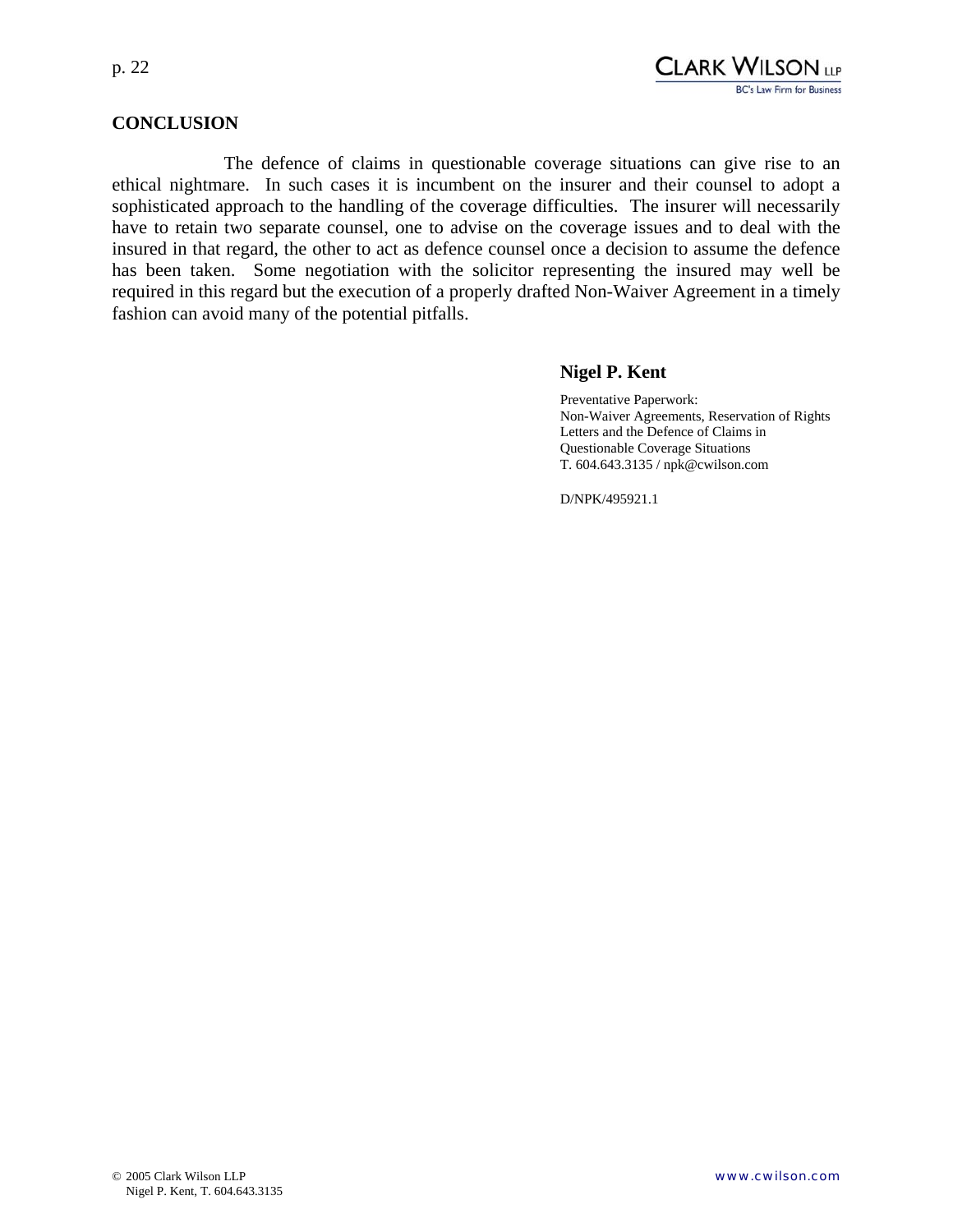## CONCLUSION

The defence of claims in questionable coverage situations can give rise to an ethical nightmare. In such cases it is incumbent on the insurer and their counsel to adopt a sophisticated approach to the handling of the coverage difficulties. The insurer will necessarily have to retain two separate counsel, one to advise on the coverage issues and to deal with the insured in that regard, the other to act as defence counsel once a decision to assume the defence has been taken. Some negotiation with the solicitor representing the insured may well be required in this regard but the execution of a properly drafted Non-Waiver Agreement in a timely fashion can avoid many of the potential pitfalls.

**Nigel P. Kent**

Preventative Paperwork:
Non-Waiver Agreements, Reservation of Rights Letters and the Defence of Claims in Questionable Coverage Situations
T. 604.643.3135 / npk@cwilson.com

D/NPK/495921.1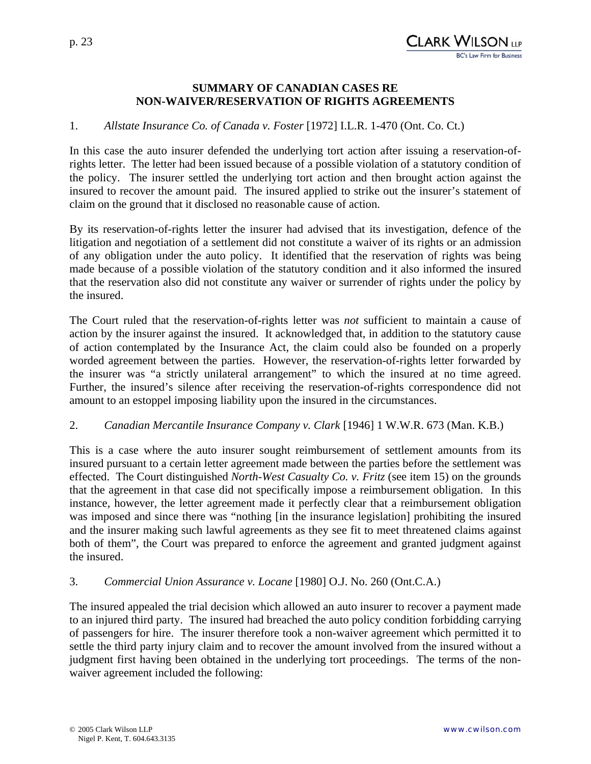**SUMMARY OF CANADIAN CASES RE NON-WAIVER/RESERVATION OF RIGHTS AGREEMENTS**

1. *Allstate Insurance Co. of Canada v. Foster* [1972] I.L.R. 1-470 (Ont. Co. Ct.)

In this case the auto insurer defended the underlying tort action after issuing a reservation-of-rights letter. The letter had been issued because of a possible violation of a statutory condition of the policy. The insurer settled the underlying tort action and then brought action against the insured to recover the amount paid. The insured applied to strike out the insurer's statement of claim on the ground that it disclosed no reasonable cause of action.

By its reservation-of-rights letter the insurer had advised that its investigation, defence of the litigation and negotiation of a settlement did not constitute a waiver of its rights or an admission of any obligation under the auto policy. It identified that the reservation of rights was being made because of a possible violation of the statutory condition and it also informed the insured that the reservation also did not constitute any waiver or surrender of rights under the policy by the insured.

The Court ruled that the reservation-of-rights letter was *not* sufficient to maintain a cause of action by the insurer against the insured. It acknowledged that, in addition to the statutory cause of action contemplated by the Insurance Act, the claim could also be founded on a properly worded agreement between the parties. However, the reservation-of-rights letter forwarded by the insurer was "a strictly unilateral arrangement" to which the insured at no time agreed. Further, the insured's silence after receiving the reservation-of-rights correspondence did not amount to an estoppel imposing liability upon the insured in the circumstances.

2. *Canadian Mercantile Insurance Company v. Clark* [1946] 1 W.W.R. 673 (Man. K.B.)

This is a case where the auto insurer sought reimbursement of settlement amounts from its insured pursuant to a certain letter agreement made between the parties before the settlement was effected. The Court distinguished *North-West Casualty Co. v. Fritz* (see item 15) on the grounds that the agreement in that case did not specifically impose a reimbursement obligation. In this instance, however, the letter agreement made it perfectly clear that a reimbursement obligation was imposed and since there was "nothing [in the insurance legislation] prohibiting the insured and the insurer making such lawful agreements as they see fit to meet threatened claims against both of them", the Court was prepared to enforce the agreement and granted judgment against the insured.

3. *Commercial Union Assurance v. Locane* [1980] O.J. No. 260 (Ont.C.A.)

The insured appealed the trial decision which allowed an auto insurer to recover a payment made to an injured third party. The insured had breached the auto policy condition forbidding carrying of passengers for hire. The insurer therefore took a non-waiver agreement which permitted it to settle the third party injury claim and to recover the amount involved from the insured without a judgment first having been obtained in the underlying tort proceedings. The terms of the non-waiver agreement included the following: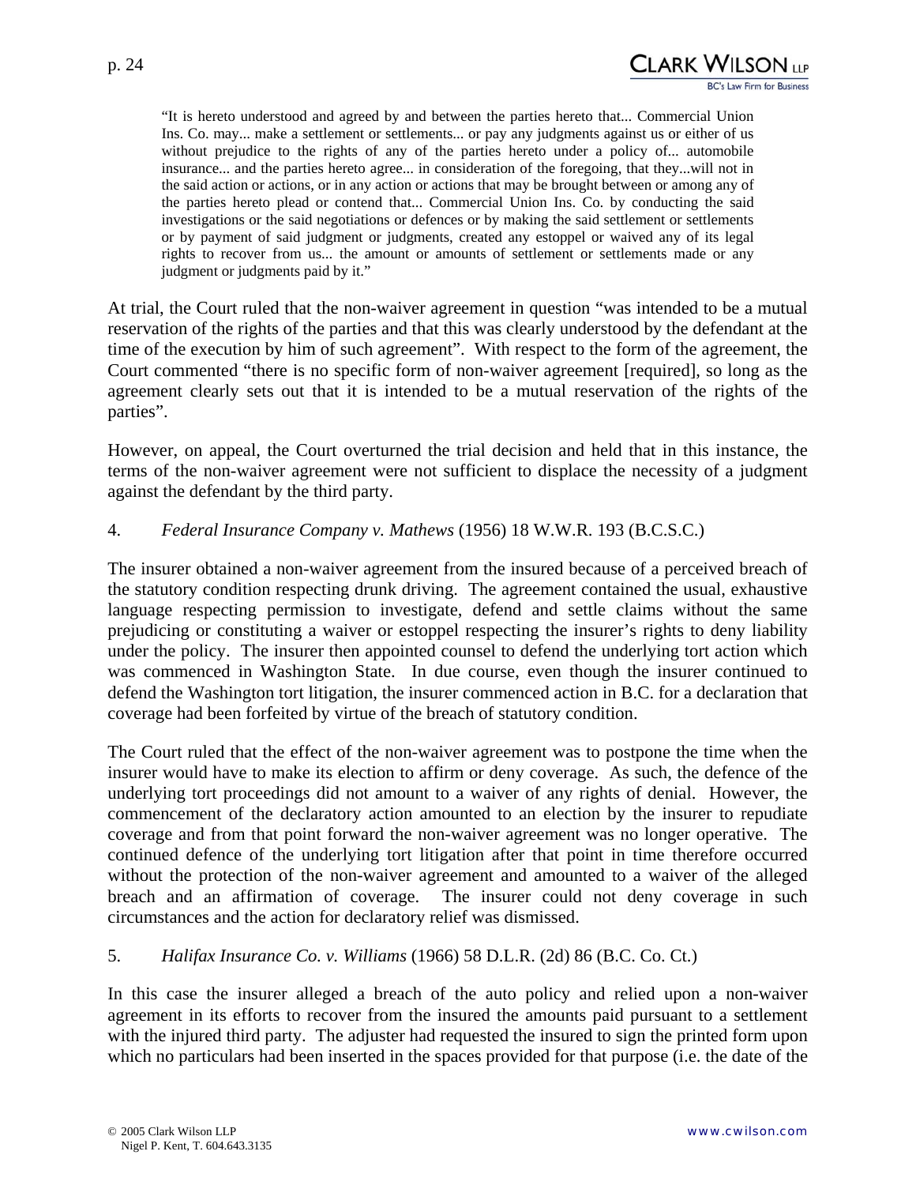> "It is hereto understood and agreed by and between the parties hereto that... Commercial Union Ins. Co. may... make a settlement or settlements... or pay any judgments against us or either of us without prejudice to the rights of any of the parties hereto under a policy of... automobile insurance... and the parties hereto agree... in consideration of the foregoing, that they...will not in the said action or actions, or in any action or actions that may be brought between or among any of the parties hereto plead or contend that... Commercial Union Ins. Co. by conducting the said investigations or the said negotiations or defences or by making the said settlement or settlements or by payment of said judgment or judgments, created any estoppel or waived any of its legal rights to recover from us... the amount or amounts of settlement or settlements made or any judgment or judgments paid by it."

At trial, the Court ruled that the non-waiver agreement in question "was intended to be a mutual reservation of the rights of the parties and that this was clearly understood by the defendant at the time of the execution by him of such agreement". With respect to the form of the agreement, the Court commented "there is no specific form of non-waiver agreement [required], so long as the agreement clearly sets out that it is intended to be a mutual reservation of the rights of the parties".

However, on appeal, the Court overturned the trial decision and held that in this instance, the terms of the non-waiver agreement were not sufficient to displace the necessity of a judgment against the defendant by the third party.

4. *Federal Insurance Company v. Mathews* (1956) 18 W.W.R. 193 (B.C.S.C.)

The insurer obtained a non-waiver agreement from the insured because of a perceived breach of the statutory condition respecting drunk driving. The agreement contained the usual, exhaustive language respecting permission to investigate, defend and settle claims without the same prejudicing or constituting a waiver or estoppel respecting the insurer's rights to deny liability under the policy. The insurer then appointed counsel to defend the underlying tort action which was commenced in Washington State. In due course, even though the insurer continued to defend the Washington tort litigation, the insurer commenced action in B.C. for a declaration that coverage had been forfeited by virtue of the breach of statutory condition.

The Court ruled that the effect of the non-waiver agreement was to postpone the time when the insurer would have to make its election to affirm or deny coverage. As such, the defence of the underlying tort proceedings did not amount to a waiver of any rights of denial. However, the commencement of the declaratory action amounted to an election by the insurer to repudiate coverage and from that point forward the non-waiver agreement was no longer operative. The continued defence of the underlying tort litigation after that point in time therefore occurred without the protection of the non-waiver agreement and amounted to a waiver of the alleged breach and an affirmation of coverage. The insurer could not deny coverage in such circumstances and the action for declaratory relief was dismissed.

5. *Halifax Insurance Co. v. Williams* (1966) 58 D.L.R. (2d) 86 (B.C. Co. Ct.)

In this case the insurer alleged a breach of the auto policy and relied upon a non-waiver agreement in its efforts to recover from the insured the amounts paid pursuant to a settlement with the injured third party. The adjuster had requested the insured to sign the printed form upon which no particulars had been inserted in the spaces provided for that purpose (i.e. the date of the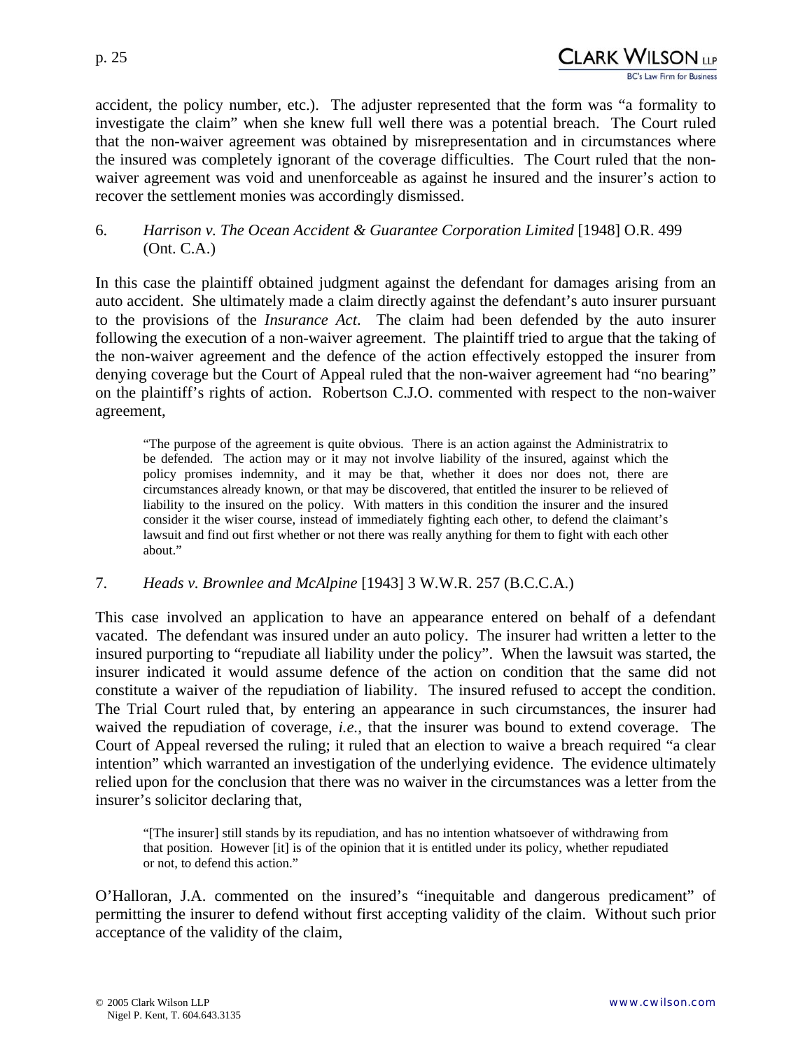accident, the policy number, etc.). The adjuster represented that the form was "a formality to investigate the claim" when she knew full well there was a potential breach. The Court ruled that the non-waiver agreement was obtained by misrepresentation and in circumstances where the insured was completely ignorant of the coverage difficulties. The Court ruled that the non-waiver agreement was void and unenforceable as against he insured and the insurer's action to recover the settlement monies was accordingly dismissed.

6. *Harrison v. The Ocean Accident & Guarantee Corporation Limited* [1948] O.R. 499 (Ont. C.A.)

In this case the plaintiff obtained judgment against the defendant for damages arising from an auto accident. She ultimately made a claim directly against the defendant's auto insurer pursuant to the provisions of the *Insurance Act*. The claim had been defended by the auto insurer following the execution of a non-waiver agreement. The plaintiff tried to argue that the taking of the non-waiver agreement and the defence of the action effectively estopped the insurer from denying coverage but the Court of Appeal ruled that the non-waiver agreement had "no bearing" on the plaintiff's rights of action. Robertson C.J.O. commented with respect to the non-waiver agreement,

> "The purpose of the agreement is quite obvious. There is an action against the Administratrix to be defended. The action may or it may not involve liability of the insured, against which the policy promises indemnity, and it may be that, whether it does nor does not, there are circumstances already known, or that may be discovered, that entitled the insurer to be relieved of liability to the insured on the policy. With matters in this condition the insurer and the insured consider it the wiser course, instead of immediately fighting each other, to defend the claimant's lawsuit and find out first whether or not there was really anything for them to fight with each other about."

7. *Heads v. Brownlee and McAlpine* [1943] 3 W.W.R. 257 (B.C.C.A.)

This case involved an application to have an appearance entered on behalf of a defendant vacated. The defendant was insured under an auto policy. The insurer had written a letter to the insured purporting to "repudiate all liability under the policy". When the lawsuit was started, the insurer indicated it would assume defence of the action on condition that the same did not constitute a waiver of the repudiation of liability. The insured refused to accept the condition. The Trial Court ruled that, by entering an appearance in such circumstances, the insurer had waived the repudiation of coverage, *i.e.*, that the insurer was bound to extend coverage. The Court of Appeal reversed the ruling; it ruled that an election to waive a breach required "a clear intention" which warranted an investigation of the underlying evidence. The evidence ultimately relied upon for the conclusion that there was no waiver in the circumstances was a letter from the insurer's solicitor declaring that,

> "[The insurer] still stands by its repudiation, and has no intention whatsoever of withdrawing from that position. However [it] is of the opinion that it is entitled under its policy, whether repudiated or not, to defend this action."

O'Halloran, J.A. commented on the insured's "inequitable and dangerous predicament" of permitting the insurer to defend without first accepting validity of the claim. Without such prior acceptance of the validity of the claim,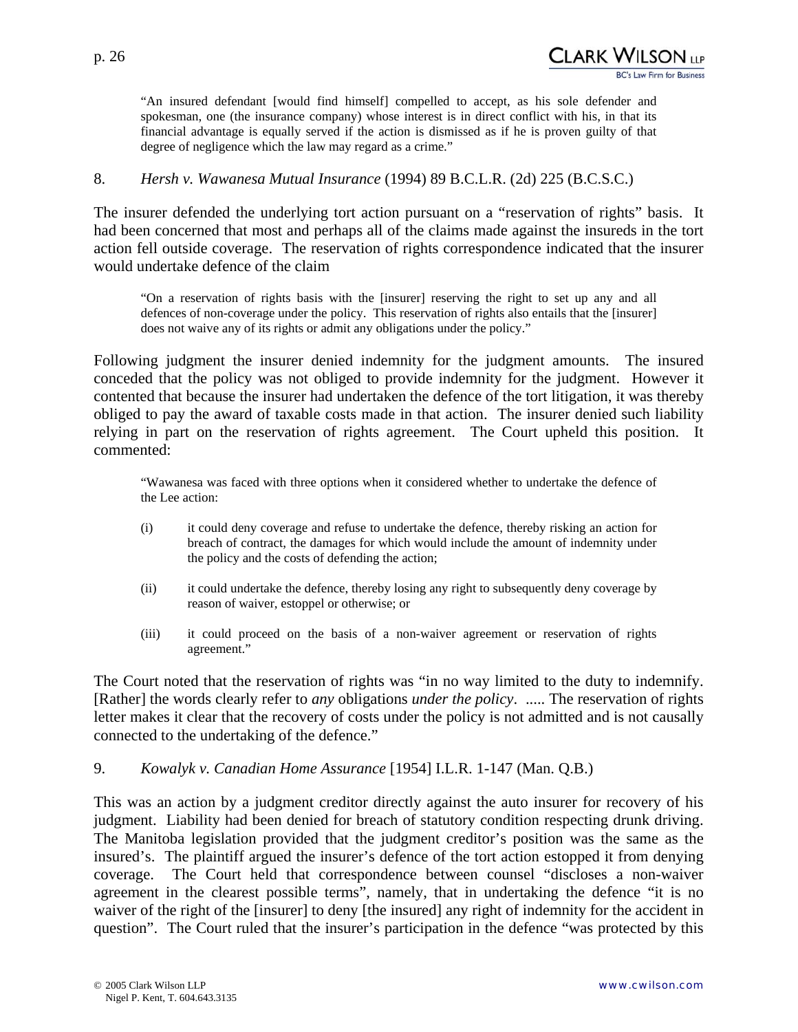> "An insured defendant [would find himself] compelled to accept, as his sole defender and spokesman, one (the insurance company) whose interest is in direct conflict with his, in that its financial advantage is equally served if the action is dismissed as if he is proven guilty of that degree of negligence which the law may regard as a crime."

8. *Hersh v. Wawanesa Mutual Insurance* (1994) 89 B.C.L.R. (2d) 225 (B.C.S.C.)

The insurer defended the underlying tort action pursuant on a "reservation of rights" basis. It had been concerned that most and perhaps all of the claims made against the insureds in the tort action fell outside coverage. The reservation of rights correspondence indicated that the insurer would undertake defence of the claim

> "On a reservation of rights basis with the [insurer] reserving the right to set up any and all defences of non-coverage under the policy. This reservation of rights also entails that the [insurer] does not waive any of its rights or admit any obligations under the policy."

Following judgment the insurer denied indemnity for the judgment amounts. The insured conceded that the policy was not obliged to provide indemnity for the judgment. However it contented that because the insurer had undertaken the defence of the tort litigation, it was thereby obliged to pay the award of taxable costs made in that action. The insurer denied such liability relying in part on the reservation of rights agreement. The Court upheld this position. It commented:

> "Wawanesa was faced with three options when it considered whether to undertake the defence of the Lee action:
>
> (i) it could deny coverage and refuse to undertake the defence, thereby risking an action for breach of contract, the damages for which would include the amount of indemnity under the policy and the costs of defending the action;
>
> (ii) it could undertake the defence, thereby losing any right to subsequently deny coverage by reason of waiver, estoppel or otherwise; or
>
> (iii) it could proceed on the basis of a non-waiver agreement or reservation of rights agreement."

The Court noted that the reservation of rights was "in no way limited to the duty to indemnify. [Rather] the words clearly refer to *any* obligations *under the policy*. ..... The reservation of rights letter makes it clear that the recovery of costs under the policy is not admitted and is not causally connected to the undertaking of the defence."

9. *Kowalyk v. Canadian Home Assurance* [1954] I.L.R. 1-147 (Man. Q.B.)

This was an action by a judgment creditor directly against the auto insurer for recovery of his judgment. Liability had been denied for breach of statutory condition respecting drunk driving. The Manitoba legislation provided that the judgment creditor's position was the same as the insured's. The plaintiff argued the insurer's defence of the tort action estopped it from denying coverage. The Court held that correspondence between counsel "discloses a non-waiver agreement in the clearest possible terms", namely, that in undertaking the defence "it is no waiver of the right of the [insurer] to deny [the insured] any right of indemnity for the accident in question". The Court ruled that the insurer's participation in the defence "was protected by this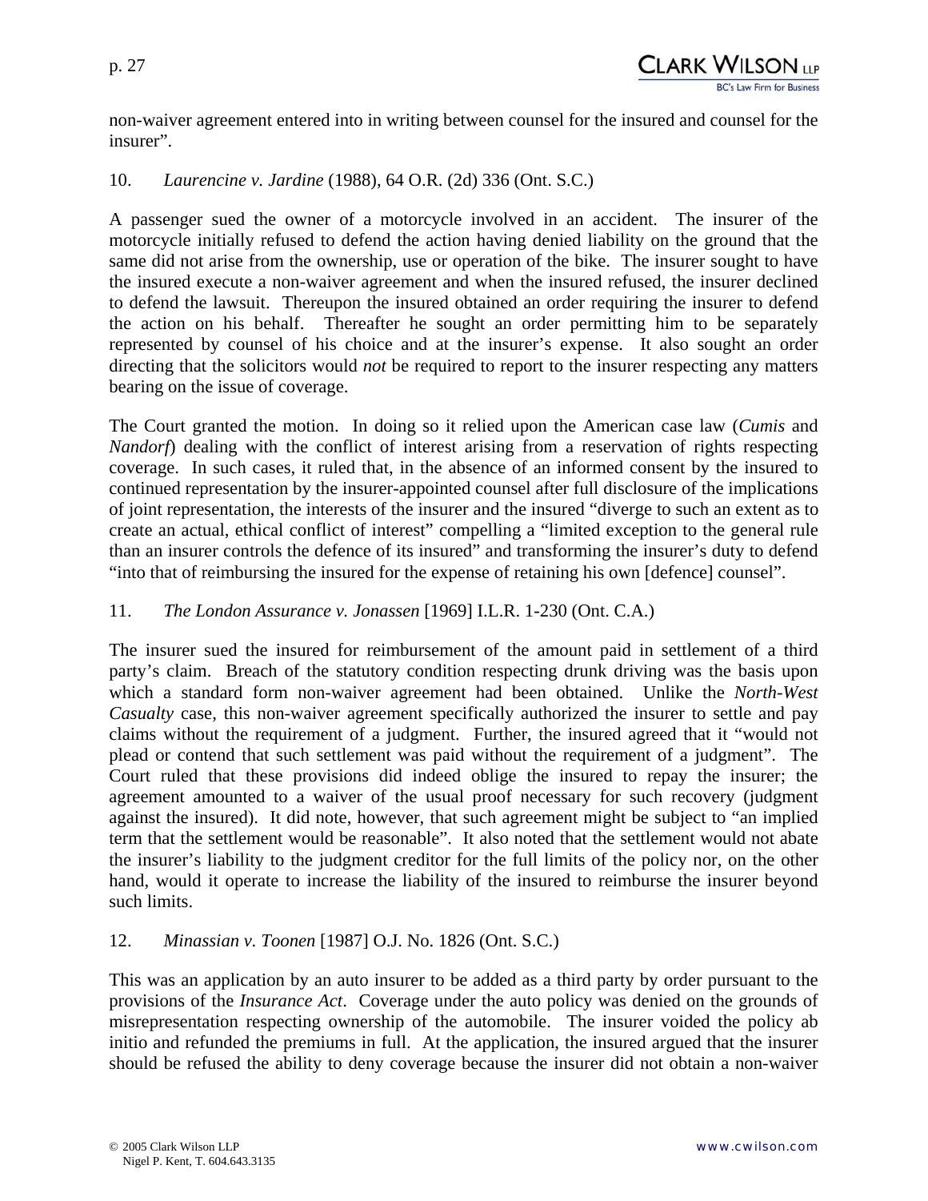non-waiver agreement entered into in writing between counsel for the insured and counsel for the insurer".

10. *Laurencine v. Jardine* (1988), 64 O.R. (2d) 336 (Ont. S.C.)

A passenger sued the owner of a motorcycle involved in an accident. The insurer of the motorcycle initially refused to defend the action having denied liability on the ground that the same did not arise from the ownership, use or operation of the bike. The insurer sought to have the insured execute a non-waiver agreement and when the insured refused, the insurer declined to defend the lawsuit. Thereupon the insured obtained an order requiring the insurer to defend the action on his behalf. Thereafter he sought an order permitting him to be separately represented by counsel of his choice and at the insurer's expense. It also sought an order directing that the solicitors would *not* be required to report to the insurer respecting any matters bearing on the issue of coverage.

The Court granted the motion. In doing so it relied upon the American case law (*Cumis* and *Nandorf*) dealing with the conflict of interest arising from a reservation of rights respecting coverage. In such cases, it ruled that, in the absence of an informed consent by the insured to continued representation by the insurer-appointed counsel after full disclosure of the implications of joint representation, the interests of the insurer and the insured "diverge to such an extent as to create an actual, ethical conflict of interest" compelling a "limited exception to the general rule than an insurer controls the defence of its insured" and transforming the insurer's duty to defend "into that of reimbursing the insured for the expense of retaining his own [defence] counsel".

11. *The London Assurance v. Jonassen* [1969] I.L.R. 1-230 (Ont. C.A.)

The insurer sued the insured for reimbursement of the amount paid in settlement of a third party's claim. Breach of the statutory condition respecting drunk driving was the basis upon which a standard form non-waiver agreement had been obtained. Unlike the *North-West Casualty* case, this non-waiver agreement specifically authorized the insurer to settle and pay claims without the requirement of a judgment. Further, the insured agreed that it "would not plead or contend that such settlement was paid without the requirement of a judgment". The Court ruled that these provisions did indeed oblige the insured to repay the insurer; the agreement amounted to a waiver of the usual proof necessary for such recovery (judgment against the insured). It did note, however, that such agreement might be subject to "an implied term that the settlement would be reasonable". It also noted that the settlement would not abate the insurer's liability to the judgment creditor for the full limits of the policy nor, on the other hand, would it operate to increase the liability of the insured to reimburse the insurer beyond such limits.

12. *Minassian v. Toonen* [1987] O.J. No. 1826 (Ont. S.C.)

This was an application by an auto insurer to be added as a third party by order pursuant to the provisions of the *Insurance Act*. Coverage under the auto policy was denied on the grounds of misrepresentation respecting ownership of the automobile. The insurer voided the policy ab initio and refunded the premiums in full. At the application, the insured argued that the insurer should be refused the ability to deny coverage because the insurer did not obtain a non-waiver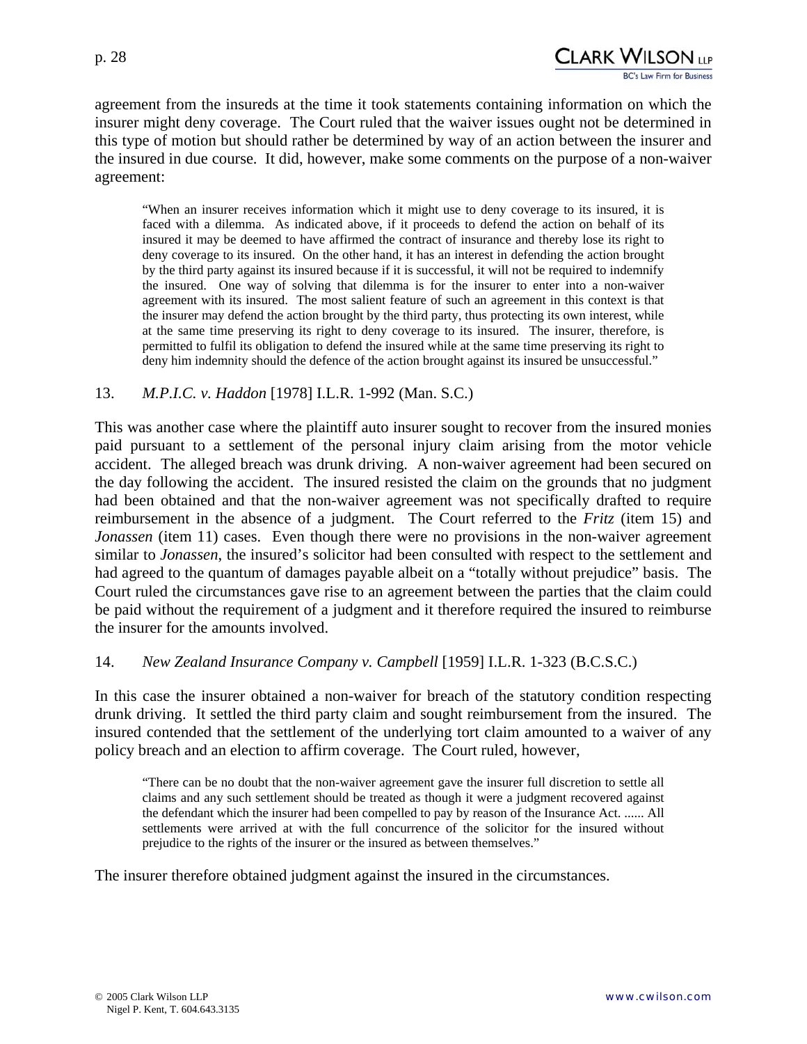agreement from the insureds at the time it took statements containing information on which the insurer might deny coverage. The Court ruled that the waiver issues ought not be determined in this type of motion but should rather be determined by way of an action between the insurer and the insured in due course. It did, however, make some comments on the purpose of a non-waiver agreement:

> "When an insurer receives information which it might use to deny coverage to its insured, it is faced with a dilemma. As indicated above, if it proceeds to defend the action on behalf of its insured it may be deemed to have affirmed the contract of insurance and thereby lose its right to deny coverage to its insured. On the other hand, it has an interest in defending the action brought by the third party against its insured because if it is successful, it will not be required to indemnify the insured. One way of solving that dilemma is for the insurer to enter into a non-waiver agreement with its insured. The most salient feature of such an agreement in this context is that the insurer may defend the action brought by the third party, thus protecting its own interest, while at the same time preserving its right to deny coverage to its insured. The insurer, therefore, is permitted to fulfil its obligation to defend the insured while at the same time preserving its right to deny him indemnity should the defence of the action brought against its insured be unsuccessful."

13. *M.P.I.C. v. Haddon* [1978] I.L.R. 1-992 (Man. S.C.)

This was another case where the plaintiff auto insurer sought to recover from the insured monies paid pursuant to a settlement of the personal injury claim arising from the motor vehicle accident. The alleged breach was drunk driving. A non-waiver agreement had been secured on the day following the accident. The insured resisted the claim on the grounds that no judgment had been obtained and that the non-waiver agreement was not specifically drafted to require reimbursement in the absence of a judgment. The Court referred to the *Fritz* (item 15) and *Jonassen* (item 11) cases. Even though there were no provisions in the non-waiver agreement similar to *Jonassen*, the insured's solicitor had been consulted with respect to the settlement and had agreed to the quantum of damages payable albeit on a "totally without prejudice" basis. The Court ruled the circumstances gave rise to an agreement between the parties that the claim could be paid without the requirement of a judgment and it therefore required the insured to reimburse the insurer for the amounts involved.

14. *New Zealand Insurance Company v. Campbell* [1959] I.L.R. 1-323 (B.C.S.C.)

In this case the insurer obtained a non-waiver for breach of the statutory condition respecting drunk driving. It settled the third party claim and sought reimbursement from the insured. The insured contended that the settlement of the underlying tort claim amounted to a waiver of any policy breach and an election to affirm coverage. The Court ruled, however,

> "There can be no doubt that the non-waiver agreement gave the insurer full discretion to settle all claims and any such settlement should be treated as though it were a judgment recovered against the defendant which the insurer had been compelled to pay by reason of the Insurance Act. ...... All settlements were arrived at with the full concurrence of the solicitor for the insured without prejudice to the rights of the insurer or the insured as between themselves."

The insurer therefore obtained judgment against the insured in the circumstances.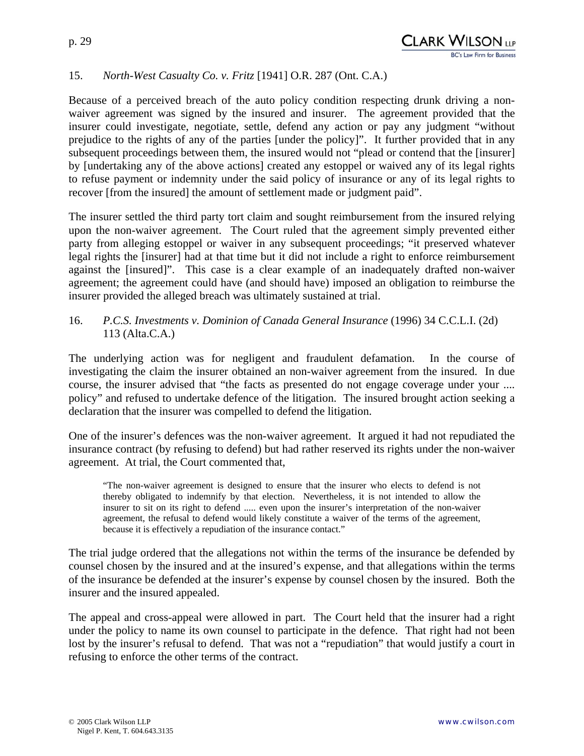15. *North-West Casualty Co. v. Fritz* [1941] O.R. 287 (Ont. C.A.)

Because of a perceived breach of the auto policy condition respecting drunk driving a non-waiver agreement was signed by the insured and insurer. The agreement provided that the insurer could investigate, negotiate, settle, defend any action or pay any judgment "without prejudice to the rights of any of the parties [under the policy]". It further provided that in any subsequent proceedings between them, the insured would not "plead or contend that the [insurer] by [undertaking any of the above actions] created any estoppel or waived any of its legal rights to refuse payment or indemnity under the said policy of insurance or any of its legal rights to recover [from the insured] the amount of settlement made or judgment paid".

The insurer settled the third party tort claim and sought reimbursement from the insured relying upon the non-waiver agreement. The Court ruled that the agreement simply prevented either party from alleging estoppel or waiver in any subsequent proceedings; "it preserved whatever legal rights the [insurer] had at that time but it did not include a right to enforce reimbursement against the [insured]". This case is a clear example of an inadequately drafted non-waiver agreement; the agreement could have (and should have) imposed an obligation to reimburse the insurer provided the alleged breach was ultimately sustained at trial.

16. *P.C.S. Investments v. Dominion of Canada General Insurance* (1996) 34 C.C.L.I. (2d) 113 (Alta.C.A.)

The underlying action was for negligent and fraudulent defamation. In the course of investigating the claim the insurer obtained an non-waiver agreement from the insured. In due course, the insurer advised that "the facts as presented do not engage coverage under your .... policy" and refused to undertake defence of the litigation. The insured brought action seeking a declaration that the insurer was compelled to defend the litigation.

One of the insurer's defences was the non-waiver agreement. It argued it had not repudiated the insurance contract (by refusing to defend) but had rather reserved its rights under the non-waiver agreement. At trial, the Court commented that,

> "The non-waiver agreement is designed to ensure that the insurer who elects to defend is not thereby obligated to indemnify by that election. Nevertheless, it is not intended to allow the insurer to sit on its right to defend ..... even upon the insurer's interpretation of the non-waiver agreement, the refusal to defend would likely constitute a waiver of the terms of the agreement, because it is effectively a repudiation of the insurance contact."

The trial judge ordered that the allegations not within the terms of the insurance be defended by counsel chosen by the insured and at the insured's expense, and that allegations within the terms of the insurance be defended at the insurer's expense by counsel chosen by the insured. Both the insurer and the insured appealed.

The appeal and cross-appeal were allowed in part. The Court held that the insurer had a right under the policy to name its own counsel to participate in the defence. That right had not been lost by the insurer's refusal to defend. That was not a "repudiation" that would justify a court in refusing to enforce the other terms of the contract.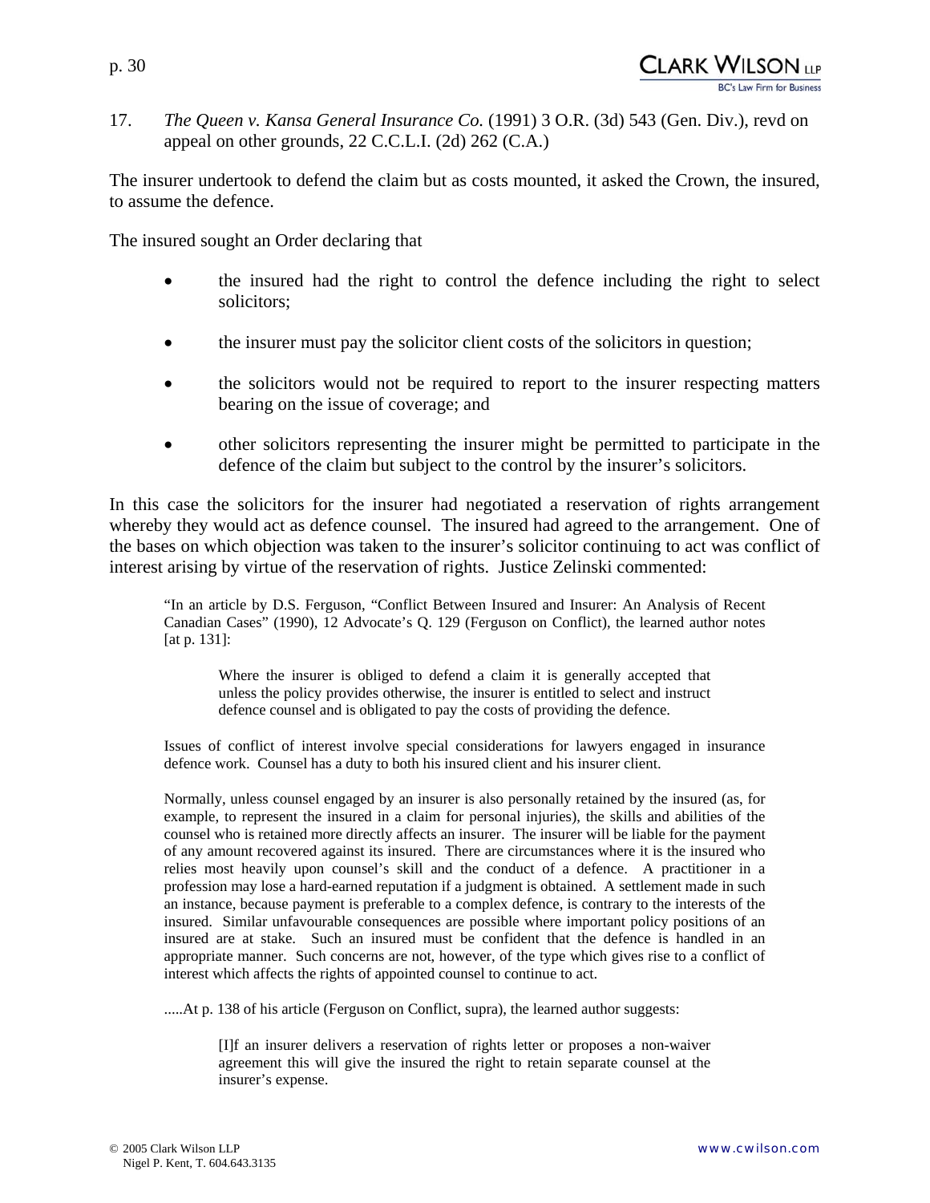17. *The Queen v. Kansa General Insurance Co.* (1991) 3 O.R. (3d) 543 (Gen. Div.), revd on appeal on other grounds, 22 C.C.L.I. (2d) 262 (C.A.)

The insurer undertook to defend the claim but as costs mounted, it asked the Crown, the insured, to assume the defence.

The insured sought an Order declaring that

- the insured had the right to control the defence including the right to select solicitors;
- the insurer must pay the solicitor client costs of the solicitors in question;
- the solicitors would not be required to report to the insurer respecting matters bearing on the issue of coverage; and
- other solicitors representing the insurer might be permitted to participate in the defence of the claim but subject to the control by the insurer's solicitors.

In this case the solicitors for the insurer had negotiated a reservation of rights arrangement whereby they would act as defence counsel. The insured had agreed to the arrangement. One of the bases on which objection was taken to the insurer's solicitor continuing to act was conflict of interest arising by virtue of the reservation of rights. Justice Zelinski commented:

> "In an article by D.S. Ferguson, "Conflict Between Insured and Insurer: An Analysis of Recent Canadian Cases" (1990), 12 Advocate's Q. 129 (Ferguson on Conflict), the learned author notes [at p. 131]:
>
> > Where the insurer is obliged to defend a claim it is generally accepted that unless the policy provides otherwise, the insurer is entitled to select and instruct defence counsel and is obligated to pay the costs of providing the defence.
>
> Issues of conflict of interest involve special considerations for lawyers engaged in insurance defence work. Counsel has a duty to both his insured client and his insurer client.
>
> Normally, unless counsel engaged by an insurer is also personally retained by the insured (as, for example, to represent the insured in a claim for personal injuries), the skills and abilities of the counsel who is retained more directly affects an insurer. The insurer will be liable for the payment of any amount recovered against its insured. There are circumstances where it is the insured who relies most heavily upon counsel's skill and the conduct of a defence. A practitioner in a profession may lose a hard-earned reputation if a judgment is obtained. A settlement made in such an instance, because payment is preferable to a complex defence, is contrary to the interests of the insured. Similar unfavourable consequences are possible where important policy positions of an insured are at stake. Such an insured must be confident that the defence is handled in an appropriate manner. Such concerns are not, however, of the type which gives rise to a conflict of interest which affects the rights of appointed counsel to continue to act.
>
> .....At p. 138 of his article (Ferguson on Conflict, supra), the learned author suggests:
>
> > [I]f an insurer delivers a reservation of rights letter or proposes a non-waiver agreement this will give the insured the right to retain separate counsel at the insurer's expense.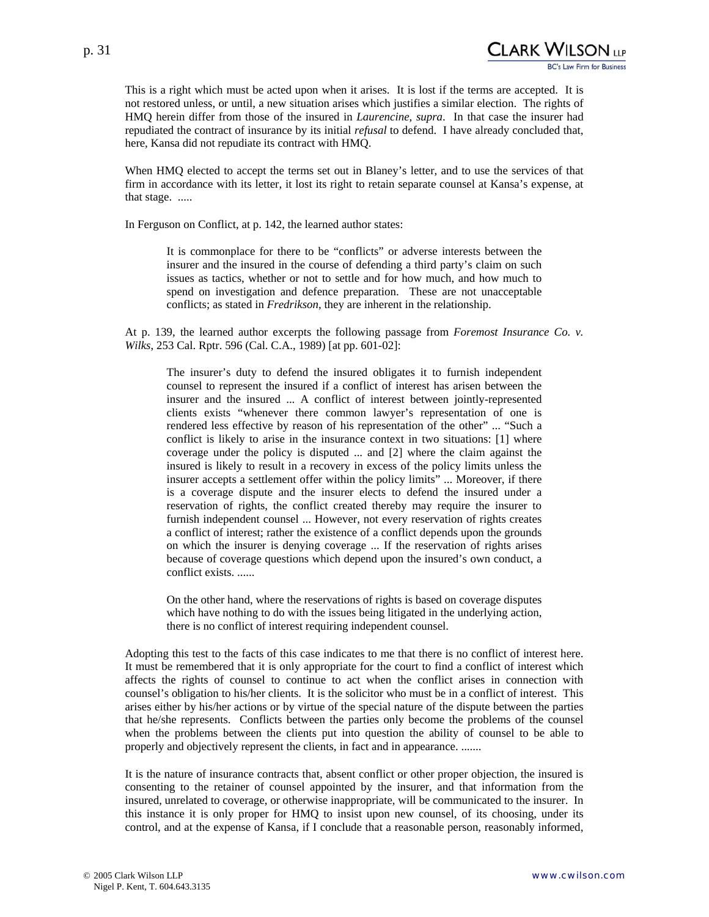This is a right which must be acted upon when it arises. It is lost if the terms are accepted. It is not restored unless, or until, a new situation arises which justifies a similar election. The rights of HMQ herein differ from those of the insured in *Laurencine*, *supra*. In that case the insurer had repudiated the contract of insurance by its initial *refusal* to defend. I have already concluded that, here, Kansa did not repudiate its contract with HMQ.

When HMQ elected to accept the terms set out in Blaney's letter, and to use the services of that firm in accordance with its letter, it lost its right to retain separate counsel at Kansa's expense, at that stage. .....

In Ferguson on Conflict, at p. 142, the learned author states:

> It is commonplace for there to be "conflicts" or adverse interests between the insurer and the insured in the course of defending a third party's claim on such issues as tactics, whether or not to settle and for how much, and how much to spend on investigation and defence preparation. These are not unacceptable conflicts; as stated in *Fredrikson*, they are inherent in the relationship.

At p. 139, the learned author excerpts the following passage from *Foremost Insurance Co. v. Wilks*, 253 Cal. Rptr. 596 (Cal. C.A., 1989) [at pp. 601-02]:

> The insurer's duty to defend the insured obligates it to furnish independent counsel to represent the insured if a conflict of interest has arisen between the insurer and the insured ... A conflict of interest between jointly-represented clients exists "whenever there common lawyer's representation of one is rendered less effective by reason of his representation of the other" ... "Such a conflict is likely to arise in the insurance context in two situations: [1] where coverage under the policy is disputed ... and [2] where the claim against the insured is likely to result in a recovery in excess of the policy limits unless the insurer accepts a settlement offer within the policy limits" ... Moreover, if there is a coverage dispute and the insurer elects to defend the insured under a reservation of rights, the conflict created thereby may require the insurer to furnish independent counsel ... However, not every reservation of rights creates a conflict of interest; rather the existence of a conflict depends upon the grounds on which the insurer is denying coverage ... If the reservation of rights arises because of coverage questions which depend upon the insured's own conduct, a conflict exists. ......
>
> On the other hand, where the reservations of rights is based on coverage disputes which have nothing to do with the issues being litigated in the underlying action, there is no conflict of interest requiring independent counsel.

Adopting this test to the facts of this case indicates to me that there is no conflict of interest here. It must be remembered that it is only appropriate for the court to find a conflict of interest which affects the rights of counsel to continue to act when the conflict arises in connection with counsel's obligation to his/her clients. It is the solicitor who must be in a conflict of interest. This arises either by his/her actions or by virtue of the special nature of the dispute between the parties that he/she represents. Conflicts between the parties only become the problems of the counsel when the problems between the clients put into question the ability of counsel to be able to properly and objectively represent the clients, in fact and in appearance. .......

It is the nature of insurance contracts that, absent conflict or other proper objection, the insured is consenting to the retainer of counsel appointed by the insurer, and that information from the insured, unrelated to coverage, or otherwise inappropriate, will be communicated to the insurer. In this instance it is only proper for HMQ to insist upon new counsel, of its choosing, under its control, and at the expense of Kansa, if I conclude that a reasonable person, reasonably informed,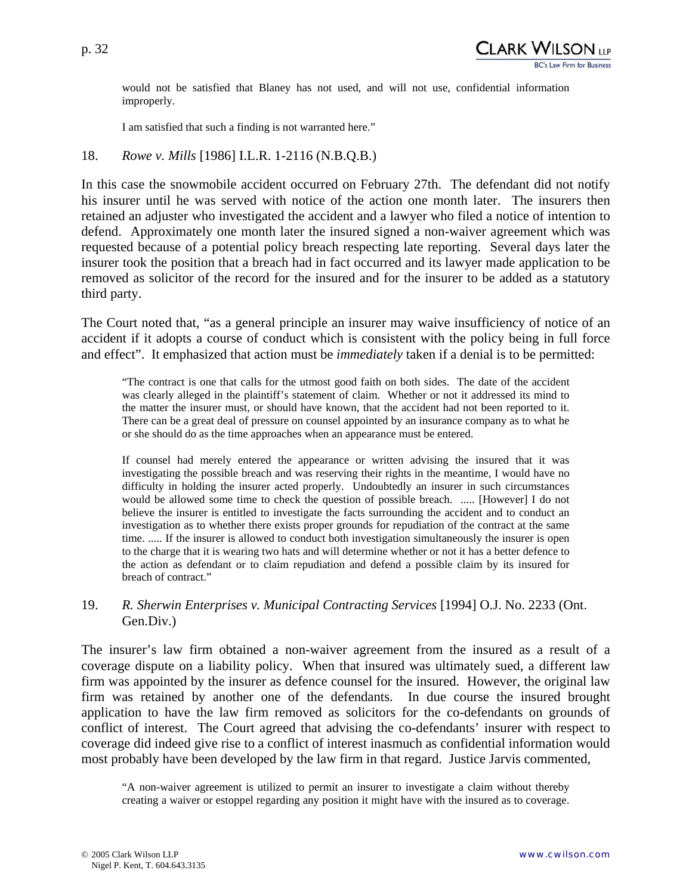> would not be satisfied that Blaney has not used, and will not use, confidential information improperly.
>
> I am satisfied that such a finding is not warranted here."

18. *Rowe v. Mills* [1986] I.L.R. 1-2116 (N.B.Q.B.)

In this case the snowmobile accident occurred on February 27th. The defendant did not notify his insurer until he was served with notice of the action one month later. The insurers then retained an adjuster who investigated the accident and a lawyer who filed a notice of intention to defend. Approximately one month later the insured signed a non-waiver agreement which was requested because of a potential policy breach respecting late reporting. Several days later the insurer took the position that a breach had in fact occurred and its lawyer made application to be removed as solicitor of the record for the insured and for the insurer to be added as a statutory third party.

The Court noted that, "as a general principle an insurer may waive insufficiency of notice of an accident if it adopts a course of conduct which is consistent with the policy being in full force and effect". It emphasized that action must be *immediately* taken if a denial is to be permitted:

> "The contract is one that calls for the utmost good faith on both sides. The date of the accident was clearly alleged in the plaintiff's statement of claim. Whether or not it addressed its mind to the matter the insurer must, or should have known, that the accident had not been reported to it. There can be a great deal of pressure on counsel appointed by an insurance company as to what he or she should do as the time approaches when an appearance must be entered.
>
> If counsel had merely entered the appearance or written advising the insured that it was investigating the possible breach and was reserving their rights in the meantime, I would have no difficulty in holding the insurer acted properly. Undoubtedly an insurer in such circumstances would be allowed some time to check the question of possible breach. ..... [However] I do not believe the insurer is entitled to investigate the facts surrounding the accident and to conduct an investigation as to whether there exists proper grounds for repudiation of the contract at the same time. ..... If the insurer is allowed to conduct both investigation simultaneously the insurer is open to the charge that it is wearing two hats and will determine whether or not it has a better defence to the action as defendant or to claim repudiation and defend a possible claim by its insured for breach of contract."

19. *R. Sherwin Enterprises v. Municipal Contracting Services* [1994] O.J. No. 2233 (Ont. Gen.Div.)

The insurer's law firm obtained a non-waiver agreement from the insured as a result of a coverage dispute on a liability policy. When that insured was ultimately sued, a different law firm was appointed by the insurer as defence counsel for the insured. However, the original law firm was retained by another one of the defendants. In due course the insured brought application to have the law firm removed as solicitors for the co-defendants on grounds of conflict of interest. The Court agreed that advising the co-defendants' insurer with respect to coverage did indeed give rise to a conflict of interest inasmuch as confidential information would most probably have been developed by the law firm in that regard. Justice Jarvis commented,

> "A non-waiver agreement is utilized to permit an insurer to investigate a claim without thereby creating a waiver or estoppel regarding any position it might have with the insured as to coverage.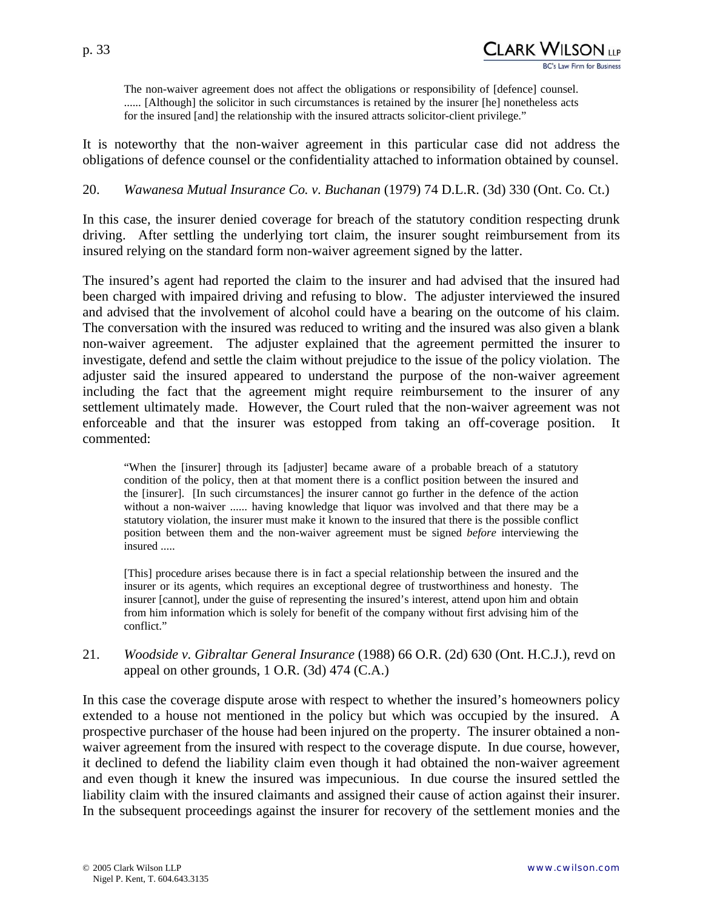> The non-waiver agreement does not affect the obligations or responsibility of [defence] counsel. ...... [Although] the solicitor in such circumstances is retained by the insurer [he] nonetheless acts for the insured [and] the relationship with the insured attracts solicitor-client privilege."

It is noteworthy that the non-waiver agreement in this particular case did not address the obligations of defence counsel or the confidentiality attached to information obtained by counsel.

20. *Wawanesa Mutual Insurance Co. v. Buchanan* (1979) 74 D.L.R. (3d) 330 (Ont. Co. Ct.)

In this case, the insurer denied coverage for breach of the statutory condition respecting drunk driving. After settling the underlying tort claim, the insurer sought reimbursement from its insured relying on the standard form non-waiver agreement signed by the latter.

The insured's agent had reported the claim to the insurer and had advised that the insured had been charged with impaired driving and refusing to blow. The adjuster interviewed the insured and advised that the involvement of alcohol could have a bearing on the outcome of his claim. The conversation with the insured was reduced to writing and the insured was also given a blank non-waiver agreement. The adjuster explained that the agreement permitted the insurer to investigate, defend and settle the claim without prejudice to the issue of the policy violation. The adjuster said the insured appeared to understand the purpose of the non-waiver agreement including the fact that the agreement might require reimbursement to the insurer of any settlement ultimately made. However, the Court ruled that the non-waiver agreement was not enforceable and that the insurer was estopped from taking an off-coverage position. It commented:

> "When the [insurer] through its [adjuster] became aware of a probable breach of a statutory condition of the policy, then at that moment there is a conflict position between the insured and the [insurer]. [In such circumstances] the insurer cannot go further in the defence of the action without a non-waiver ...... having knowledge that liquor was involved and that there may be a statutory violation, the insurer must make it known to the insured that there is the possible conflict position between them and the non-waiver agreement must be signed *before* interviewing the insured .....
>
> [This] procedure arises because there is in fact a special relationship between the insured and the insurer or its agents, which requires an exceptional degree of trustworthiness and honesty. The insurer [cannot], under the guise of representing the insured's interest, attend upon him and obtain from him information which is solely for benefit of the company without first advising him of the conflict."

21. *Woodside v. Gibraltar General Insurance* (1988) 66 O.R. (2d) 630 (Ont. H.C.J.), revd on appeal on other grounds, 1 O.R. (3d) 474 (C.A.)

In this case the coverage dispute arose with respect to whether the insured's homeowners policy extended to a house not mentioned in the policy but which was occupied by the insured. A prospective purchaser of the house had been injured on the property. The insurer obtained a non-waiver agreement from the insured with respect to the coverage dispute. In due course, however, it declined to defend the liability claim even though it had obtained the non-waiver agreement and even though it knew the insured was impecunious. In due course the insured settled the liability claim with the insured claimants and assigned their cause of action against their insurer. In the subsequent proceedings against the insurer for recovery of the settlement monies and the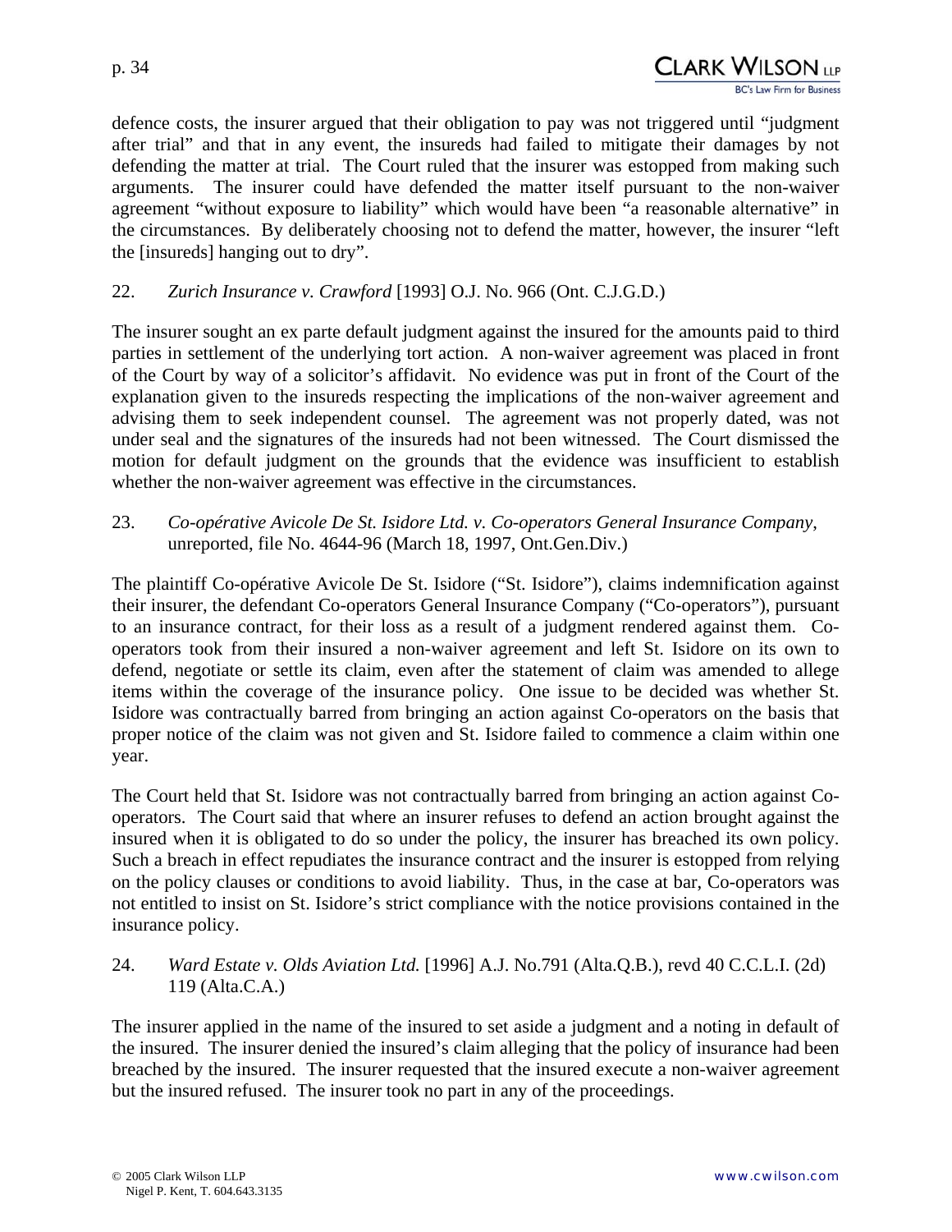defence costs, the insurer argued that their obligation to pay was not triggered until "judgment after trial" and that in any event, the insureds had failed to mitigate their damages by not defending the matter at trial. The Court ruled that the insurer was estopped from making such arguments. The insurer could have defended the matter itself pursuant to the non-waiver agreement "without exposure to liability" which would have been "a reasonable alternative" in the circumstances. By deliberately choosing not to defend the matter, however, the insurer "left the [insureds] hanging out to dry".

22. *Zurich Insurance v. Crawford* [1993] O.J. No. 966 (Ont. C.J.G.D.)

The insurer sought an ex parte default judgment against the insured for the amounts paid to third parties in settlement of the underlying tort action. A non-waiver agreement was placed in front of the Court by way of a solicitor's affidavit. No evidence was put in front of the Court of the explanation given to the insureds respecting the implications of the non-waiver agreement and advising them to seek independent counsel. The agreement was not properly dated, was not under seal and the signatures of the insureds had not been witnessed. The Court dismissed the motion for default judgment on the grounds that the evidence was insufficient to establish whether the non-waiver agreement was effective in the circumstances.

23. *Co-opérative Avicole De St. Isidore Ltd. v. Co-operators General Insurance Company*, unreported, file No. 4644-96 (March 18, 1997, Ont.Gen.Div.)

The plaintiff Co-opérative Avicole De St. Isidore ("St. Isidore"), claims indemnification against their insurer, the defendant Co-operators General Insurance Company ("Co-operators"), pursuant to an insurance contract, for their loss as a result of a judgment rendered against them. Co-operators took from their insured a non-waiver agreement and left St. Isidore on its own to defend, negotiate or settle its claim, even after the statement of claim was amended to allege items within the coverage of the insurance policy. One issue to be decided was whether St. Isidore was contractually barred from bringing an action against Co-operators on the basis that proper notice of the claim was not given and St. Isidore failed to commence a claim within one year.

The Court held that St. Isidore was not contractually barred from bringing an action against Co-operators. The Court said that where an insurer refuses to defend an action brought against the insured when it is obligated to do so under the policy, the insurer has breached its own policy. Such a breach in effect repudiates the insurance contract and the insurer is estopped from relying on the policy clauses or conditions to avoid liability. Thus, in the case at bar, Co-operators was not entitled to insist on St. Isidore's strict compliance with the notice provisions contained in the insurance policy.

24. *Ward Estate v. Olds Aviation Ltd.* [1996] A.J. No.791 (Alta.Q.B.), revd 40 C.C.L.I. (2d) 119 (Alta.C.A.)

The insurer applied in the name of the insured to set aside a judgment and a noting in default of the insured. The insurer denied the insured's claim alleging that the policy of insurance had been breached by the insured. The insurer requested that the insured execute a non-waiver agreement but the insured refused. The insurer took no part in any of the proceedings.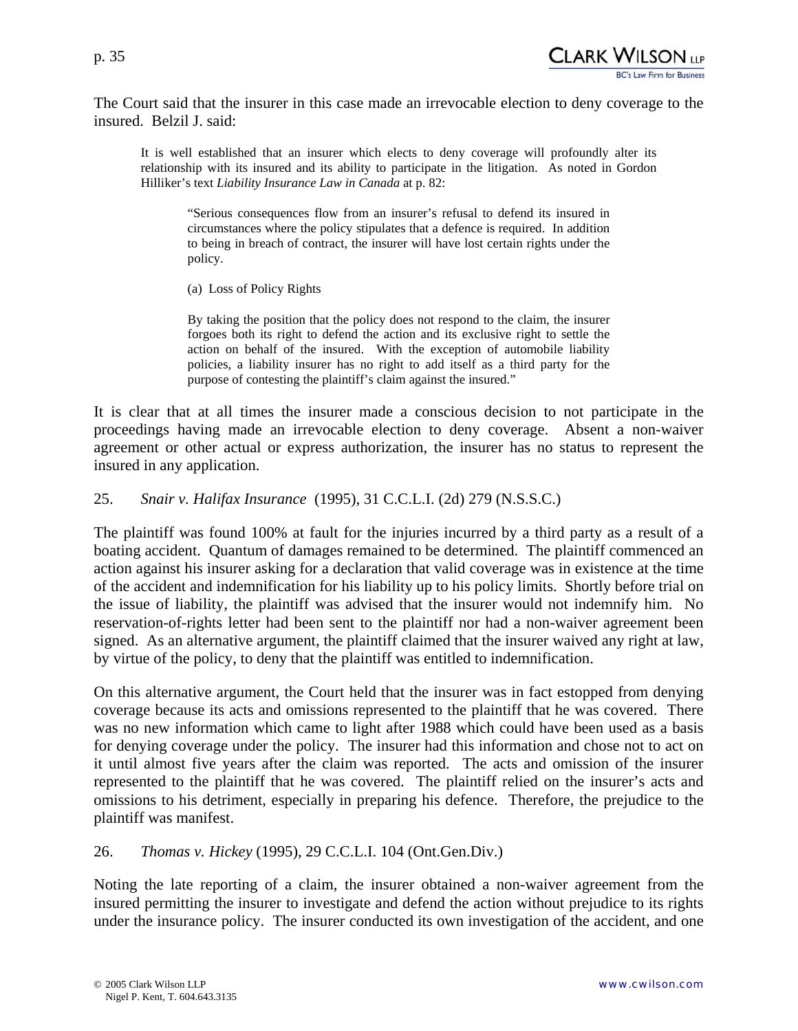The Court said that the insurer in this case made an irrevocable election to deny coverage to the insured. Belzil J. said:

> It is well established that an insurer which elects to deny coverage will profoundly alter its relationship with its insured and its ability to participate in the litigation. As noted in Gordon Hilliker's text *Liability Insurance Law in Canada* at p. 82:
>
> > "Serious consequences flow from an insurer's refusal to defend its insured in circumstances where the policy stipulates that a defence is required. In addition to being in breach of contract, the insurer will have lost certain rights under the policy.
> >
> > (a) Loss of Policy Rights
> >
> > By taking the position that the policy does not respond to the claim, the insurer forgoes both its right to defend the action and its exclusive right to settle the action on behalf of the insured. With the exception of automobile liability policies, a liability insurer has no right to add itself as a third party for the purpose of contesting the plaintiff's claim against the insured."

It is clear that at all times the insurer made a conscious decision to not participate in the proceedings having made an irrevocable election to deny coverage. Absent a non-waiver agreement or other actual or express authorization, the insurer has no status to represent the insured in any application.

25. *Snair v. Halifax Insurance* (1995), 31 C.C.L.I. (2d) 279 (N.S.S.C.)

The plaintiff was found 100% at fault for the injuries incurred by a third party as a result of a boating accident. Quantum of damages remained to be determined. The plaintiff commenced an action against his insurer asking for a declaration that valid coverage was in existence at the time of the accident and indemnification for his liability up to his policy limits. Shortly before trial on the issue of liability, the plaintiff was advised that the insurer would not indemnify him. No reservation-of-rights letter had been sent to the plaintiff nor had a non-waiver agreement been signed. As an alternative argument, the plaintiff claimed that the insurer waived any right at law, by virtue of the policy, to deny that the plaintiff was entitled to indemnification.

On this alternative argument, the Court held that the insurer was in fact estopped from denying coverage because its acts and omissions represented to the plaintiff that he was covered. There was no new information which came to light after 1988 which could have been used as a basis for denying coverage under the policy. The insurer had this information and chose not to act on it until almost five years after the claim was reported. The acts and omission of the insurer represented to the plaintiff that he was covered. The plaintiff relied on the insurer's acts and omissions to his detriment, especially in preparing his defence. Therefore, the prejudice to the plaintiff was manifest.

26. *Thomas v. Hickey* (1995), 29 C.C.L.I. 104 (Ont.Gen.Div.)

Noting the late reporting of a claim, the insurer obtained a non-waiver agreement from the insured permitting the insurer to investigate and defend the action without prejudice to its rights under the insurance policy. The insurer conducted its own investigation of the accident, and one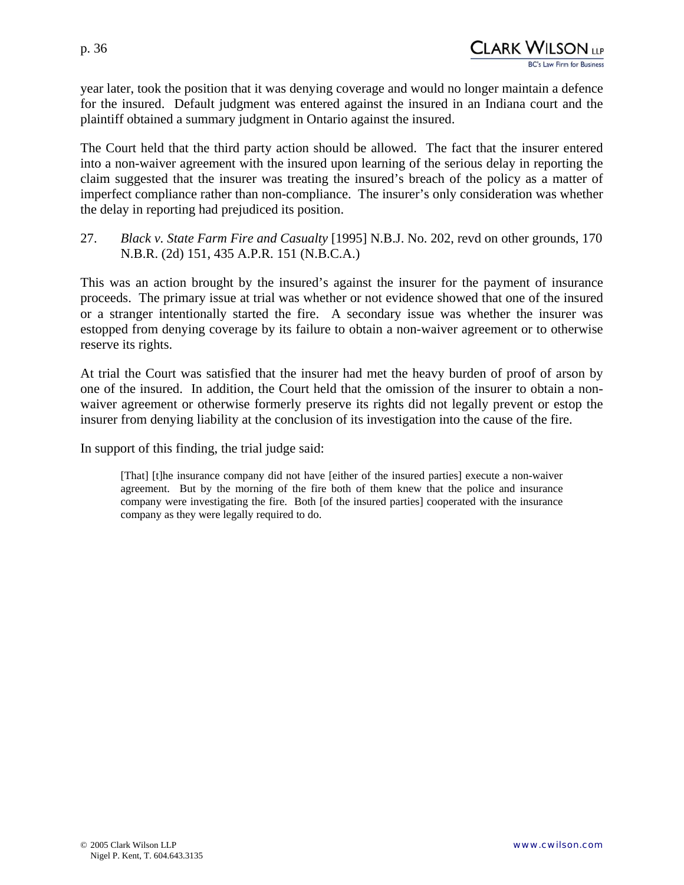year later, took the position that it was denying coverage and would no longer maintain a defence for the insured. Default judgment was entered against the insured in an Indiana court and the plaintiff obtained a summary judgment in Ontario against the insured.

The Court held that the third party action should be allowed. The fact that the insurer entered into a non-waiver agreement with the insured upon learning of the serious delay in reporting the claim suggested that the insurer was treating the insured's breach of the policy as a matter of imperfect compliance rather than non-compliance. The insurer's only consideration was whether the delay in reporting had prejudiced its position.

27. *Black v. State Farm Fire and Casualty* [1995] N.B.J. No. 202, revd on other grounds, 170 N.B.R. (2d) 151, 435 A.P.R. 151 (N.B.C.A.)

This was an action brought by the insured's against the insurer for the payment of insurance proceeds. The primary issue at trial was whether or not evidence showed that one of the insured or a stranger intentionally started the fire. A secondary issue was whether the insurer was estopped from denying coverage by its failure to obtain a non-waiver agreement or to otherwise reserve its rights.

At trial the Court was satisfied that the insurer had met the heavy burden of proof of arson by one of the insured. In addition, the Court held that the omission of the insurer to obtain a non-waiver agreement or otherwise formerly preserve its rights did not legally prevent or estop the insurer from denying liability at the conclusion of its investigation into the cause of the fire.

In support of this finding, the trial judge said:

> [That] [t]he insurance company did not have [either of the insured parties] execute a non-waiver agreement. But by the morning of the fire both of them knew that the police and insurance company were investigating the fire. Both [of the insured parties] cooperated with the insurance company as they were legally required to do.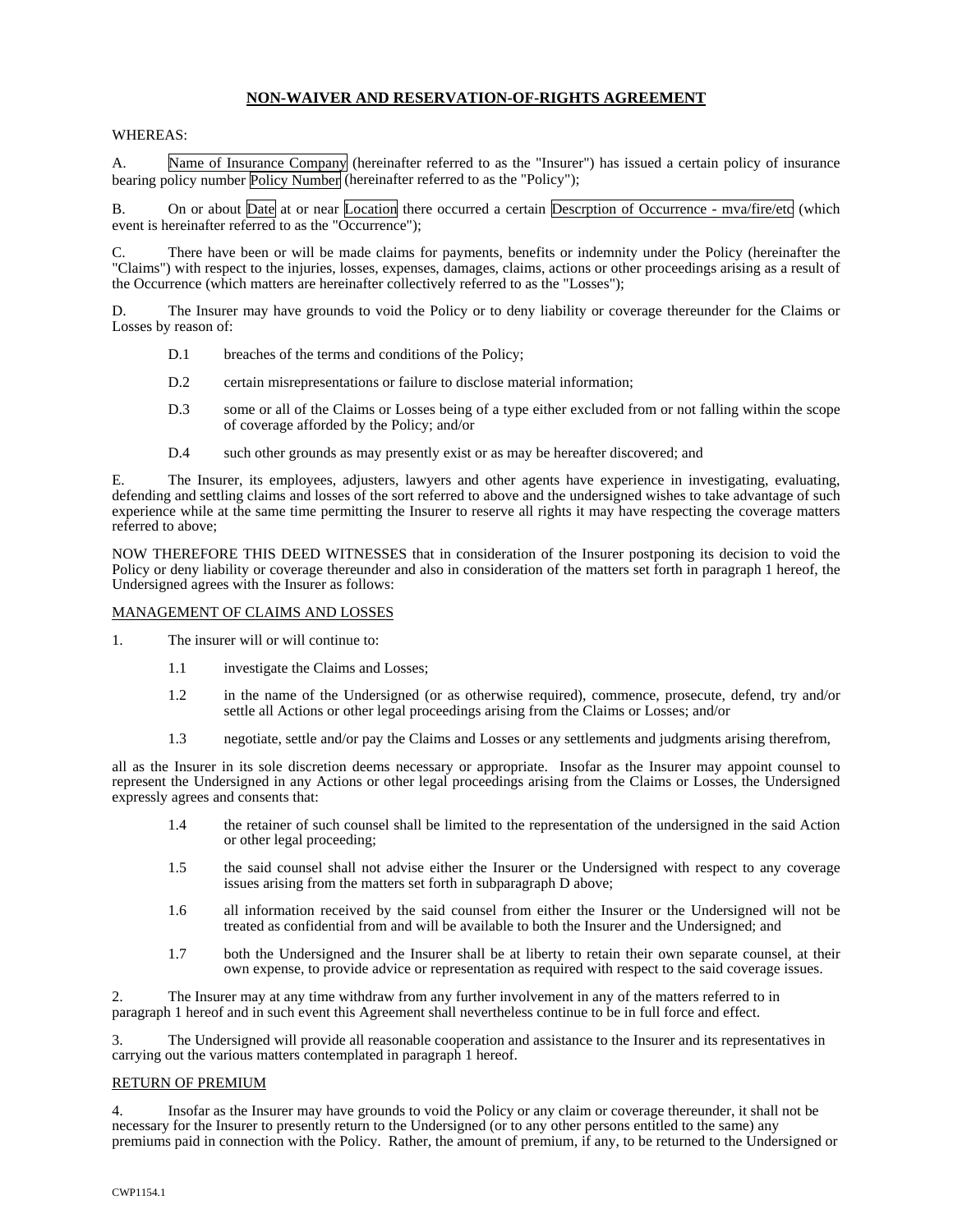# NON-WAIVER AND RESERVATION-OF-RIGHTS AGREEMENT

WHEREAS:

A. Name of Insurance Company (hereinafter referred to as the "Insurer") has issued a certain policy of insurance bearing policy number Policy Number (hereinafter referred to as the "Policy");

B. On or about Date at or near Location there occurred a certain Descrption of Occurrence - mva/fire/etc (which event is hereinafter referred to as the "Occurrence");

C. There have been or will be made claims for payments, benefits or indemnity under the Policy (hereinafter the "Claims") with respect to the injuries, losses, expenses, damages, claims, actions or other proceedings arising as a result of the Occurrence (which matters are hereinafter collectively referred to as the "Losses");

D. The Insurer may have grounds to void the Policy or to deny liability or coverage thereunder for the Claims or Losses by reason of:

D.1 breaches of the terms and conditions of the Policy;

D.2 certain misrepresentations or failure to disclose material information;

D.3 some or all of the Claims or Losses being of a type either excluded from or not falling within the scope of coverage afforded by the Policy; and/or

D.4 such other grounds as may presently exist or as may be hereafter discovered; and

E. The Insurer, its employees, adjusters, lawyers and other agents have experience in investigating, evaluating, defending and settling claims and losses of the sort referred to above and the undersigned wishes to take advantage of such experience while at the same time permitting the Insurer to reserve all rights it may have respecting the coverage matters referred to above;

NOW THEREFORE THIS DEED WITNESSES that in consideration of the Insurer postponing its decision to void the Policy or deny liability or coverage thereunder and also in consideration of the matters set forth in paragraph 1 hereof, the Undersigned agrees with the Insurer as follows:

MANAGEMENT OF CLAIMS AND LOSSES

1. The insurer will or will continue to:

1.1 investigate the Claims and Losses;

1.2 in the name of the Undersigned (or as otherwise required), commence, prosecute, defend, try and/or settle all Actions or other legal proceedings arising from the Claims or Losses; and/or

1.3 negotiate, settle and/or pay the Claims and Losses or any settlements and judgments arising therefrom,

all as the Insurer in its sole discretion deems necessary or appropriate. Insofar as the Insurer may appoint counsel to represent the Undersigned in any Actions or other legal proceedings arising from the Claims or Losses, the Undersigned expressly agrees and consents that:

1.4 the retainer of such counsel shall be limited to the representation of the undersigned in the said Action or other legal proceeding;

1.5 the said counsel shall not advise either the Insurer or the Undersigned with respect to any coverage issues arising from the matters set forth in subparagraph D above;

1.6 all information received by the said counsel from either the Insurer or the Undersigned will not be treated as confidential from and will be available to both the Insurer and the Undersigned; and

1.7 both the Undersigned and the Insurer shall be at liberty to retain their own separate counsel, at their own expense, to provide advice or representation as required with respect to the said coverage issues.

2. The Insurer may at any time withdraw from any further involvement in any of the matters referred to in paragraph 1 hereof and in such event this Agreement shall nevertheless continue to be in full force and effect.

3. The Undersigned will provide all reasonable cooperation and assistance to the Insurer and its representatives in carrying out the various matters contemplated in paragraph 1 hereof.

RETURN OF PREMIUM

4. Insofar as the Insurer may have grounds to void the Policy or any claim or coverage thereunder, it shall not be necessary for the Insurer to presently return to the Undersigned (or to any other persons entitled to the same) any premiums paid in connection with the Policy. Rather, the amount of premium, if any, to be returned to the Undersigned or

CWP1154.1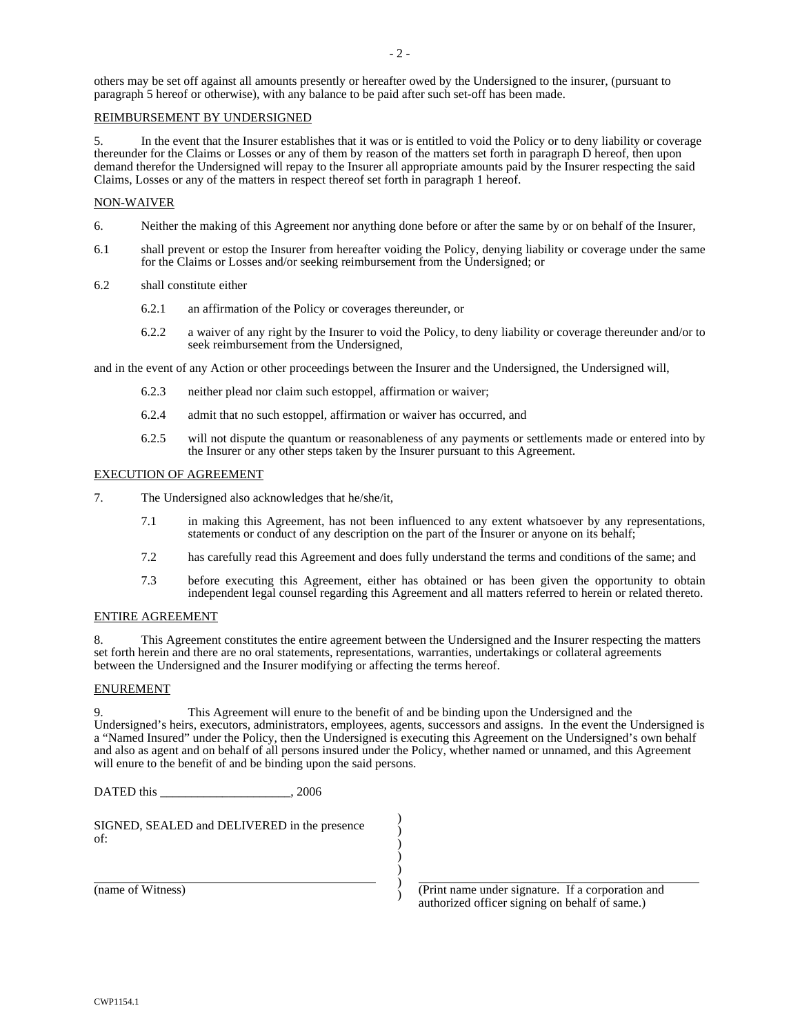others may be set off against all amounts presently or hereafter owed by the Undersigned to the insurer, (pursuant to paragraph 5 hereof or otherwise), with any balance to be paid after such set-off has been made.

REIMBURSEMENT BY UNDERSIGNED

5. In the event that the Insurer establishes that it was or is entitled to void the Policy or to deny liability or coverage thereunder for the Claims or Losses or any of them by reason of the matters set forth in paragraph D hereof, then upon demand therefor the Undersigned will repay to the Insurer all appropriate amounts paid by the Insurer respecting the said Claims, Losses or any of the matters in respect thereof set forth in paragraph 1 hereof.

NON-WAIVER

6. Neither the making of this Agreement nor anything done before or after the same by or on behalf of the Insurer,

6.1 shall prevent or estop the Insurer from hereafter voiding the Policy, denying liability or coverage under the same for the Claims or Losses and/or seeking reimbursement from the Undersigned; or

6.2 shall constitute either

6.2.1 an affirmation of the Policy or coverages thereunder, or

6.2.2 a waiver of any right by the Insurer to void the Policy, to deny liability or coverage thereunder and/or to seek reimbursement from the Undersigned,

and in the event of any Action or other proceedings between the Insurer and the Undersigned, the Undersigned will,

6.2.3 neither plead nor claim such estoppel, affirmation or waiver;

6.2.4 admit that no such estoppel, affirmation or waiver has occurred, and

6.2.5 will not dispute the quantum or reasonableness of any payments or settlements made or entered into by the Insurer or any other steps taken by the Insurer pursuant to this Agreement.

EXECUTION OF AGREEMENT

7. The Undersigned also acknowledges that he/she/it,

7.1 in making this Agreement, has not been influenced to any extent whatsoever by any representations, statements or conduct of any description on the part of the Insurer or anyone on its behalf;

7.2 has carefully read this Agreement and does fully understand the terms and conditions of the same; and

7.3 before executing this Agreement, either has obtained or has been given the opportunity to obtain independent legal counsel regarding this Agreement and all matters referred to herein or related thereto.

ENTIRE AGREEMENT

8. This Agreement constitutes the entire agreement between the Undersigned and the Insurer respecting the matters set forth herein and there are no oral statements, representations, warranties, undertakings or collateral agreements between the Undersigned and the Insurer modifying or affecting the terms hereof.

ENUREMENT

9. This Agreement will enure to the benefit of and be binding upon the Undersigned and the Undersigned's heirs, executors, administrators, employees, agents, successors and assigns. In the event the Undersigned is a "Named Insured" under the Policy, then the Undersigned is executing this Agreement on the Undersigned's own behalf and also as agent and on behalf of all persons insured under the Policy, whether named or unnamed, and this Agreement will enure to the benefit of and be binding upon the said persons.

DATED this ____________________, 2006

SIGNED, SEALED and DELIVERED in the presence of:

______________________________ 
(name of Witness)

______________________________ 
(Print name under signature. If a corporation and authorized officer signing on behalf of same.)

CWP1154.1